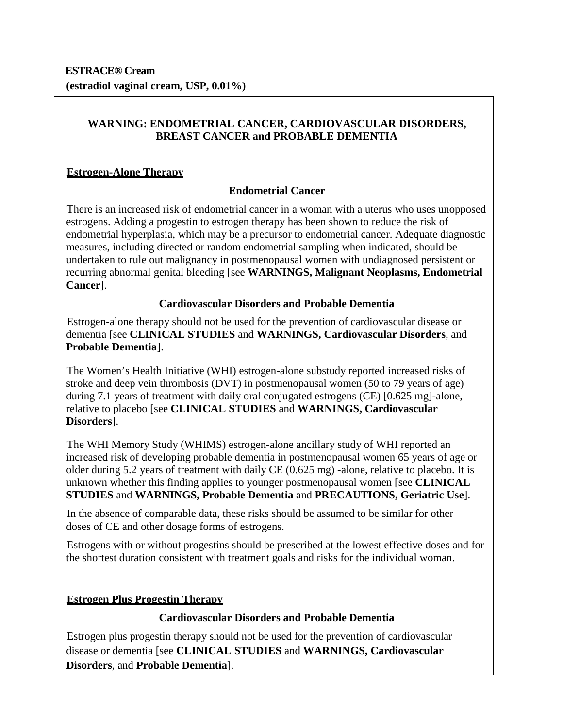**ESTRACE® Cream**
**(estradiol vaginal cream, USP, 0.01%)**

## WARNING: ENDOMETRIAL CANCER, CARDIOVASCULAR DISORDERS, BREAST CANCER and PROBABLE DEMENTIA

### Estrogen-Alone Therapy

#### Endometrial Cancer

There is an increased risk of endometrial cancer in a woman with a uterus who uses unopposed estrogens. Adding a progestin to estrogen therapy has been shown to reduce the risk of endometrial hyperplasia, which may be a precursor to endometrial cancer. Adequate diagnostic measures, including directed or random endometrial sampling when indicated, should be undertaken to rule out malignancy in postmenopausal women with undiagnosed persistent or recurring abnormal genital bleeding [see **WARNINGS, Malignant Neoplasms, Endometrial Cancer**].

#### Cardiovascular Disorders and Probable Dementia

Estrogen-alone therapy should not be used for the prevention of cardiovascular disease or dementia [see **CLINICAL STUDIES** and **WARNINGS, Cardiovascular Disorders**, and **Probable Dementia**].

The Women's Health Initiative (WHI) estrogen-alone substudy reported increased risks of stroke and deep vein thrombosis (DVT) in postmenopausal women (50 to 79 years of age) during 7.1 years of treatment with daily oral conjugated estrogens (CE) [0.625 mg]-alone, relative to placebo [see **CLINICAL STUDIES** and **WARNINGS, Cardiovascular Disorders**].

The WHI Memory Study (WHIMS) estrogen-alone ancillary study of WHI reported an increased risk of developing probable dementia in postmenopausal women 65 years of age or older during 5.2 years of treatment with daily CE (0.625 mg) -alone, relative to placebo. It is unknown whether this finding applies to younger postmenopausal women [see **CLINICAL STUDIES** and **WARNINGS, Probable Dementia** and **PRECAUTIONS, Geriatric Use**].

In the absence of comparable data, these risks should be assumed to be similar for other doses of CE and other dosage forms of estrogens.

Estrogens with or without progestins should be prescribed at the lowest effective doses and for the shortest duration consistent with treatment goals and risks for the individual woman.

### Estrogen Plus Progestin Therapy

#### Cardiovascular Disorders and Probable Dementia

Estrogen plus progestin therapy should not be used for the prevention of cardiovascular disease or dementia [see **CLINICAL STUDIES** and **WARNINGS, Cardiovascular Disorders**, and **Probable Dementia**].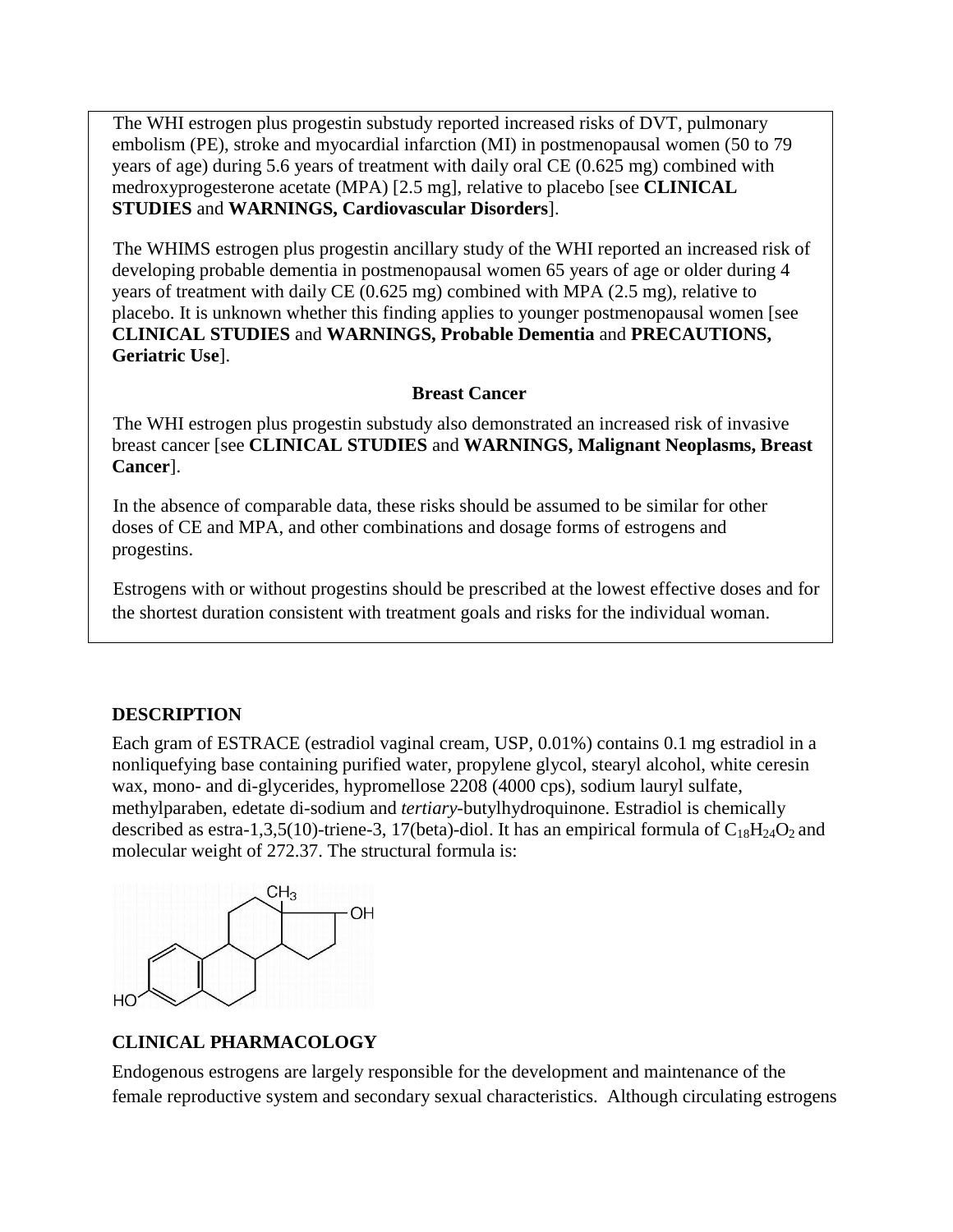The WHI estrogen plus progestin substudy reported increased risks of DVT, pulmonary embolism (PE), stroke and myocardial infarction (MI) in postmenopausal women (50 to 79 years of age) during 5.6 years of treatment with daily oral CE (0.625 mg) combined with medroxyprogesterone acetate (MPA) [2.5 mg], relative to placebo [see **CLINICAL STUDIES** and **WARNINGS, Cardiovascular Disorders**].

The WHIMS estrogen plus progestin ancillary study of the WHI reported an increased risk of developing probable dementia in postmenopausal women 65 years of age or older during 4 years of treatment with daily CE (0.625 mg) combined with MPA (2.5 mg), relative to placebo. It is unknown whether this finding applies to younger postmenopausal women [see **CLINICAL STUDIES** and **WARNINGS, Probable Dementia** and **PRECAUTIONS, Geriatric Use**].

**Breast Cancer**

The WHI estrogen plus progestin substudy also demonstrated an increased risk of invasive breast cancer [see **CLINICAL STUDIES** and **WARNINGS, Malignant Neoplasms, Breast Cancer**].

In the absence of comparable data, these risks should be assumed to be similar for other doses of CE and MPA, and other combinations and dosage forms of estrogens and progestins.

Estrogens with or without progestins should be prescribed at the lowest effective doses and for the shortest duration consistent with treatment goals and risks for the individual woman.

## DESCRIPTION

Each gram of ESTRACE (estradiol vaginal cream, USP, 0.01%) contains 0.1 mg estradiol in a nonliquefying base containing purified water, propylene glycol, stearyl alcohol, white ceresin wax, mono- and di-glycerides, hypromellose 2208 (4000 cps), sodium lauryl sulfate, methylparaben, edetate di-sodium and *tertiary*-butylhydroquinone. Estradiol is chemically described as estra-1,3,5(10)-triene-3, 17(beta)-diol. It has an empirical formula of $C_{18}H_{24}O_2$ and molecular weight of 272.37. The structural formula is:

## CLINICAL PHARMACOLOGY

Endogenous estrogens are largely responsible for the development and maintenance of the female reproductive system and secondary sexual characteristics. Although circulating estrogens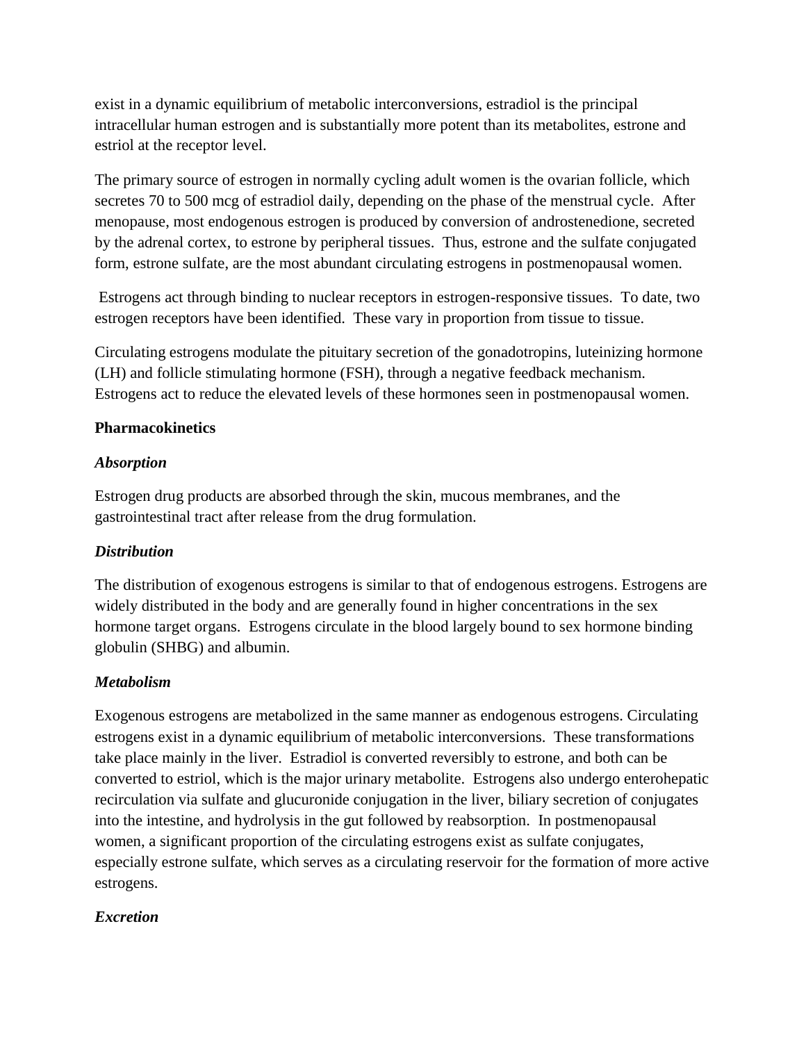exist in a dynamic equilibrium of metabolic interconversions, estradiol is the principal intracellular human estrogen and is substantially more potent than its metabolites, estrone and estriol at the receptor level.

The primary source of estrogen in normally cycling adult women is the ovarian follicle, which secretes 70 to 500 mcg of estradiol daily, depending on the phase of the menstrual cycle. After menopause, most endogenous estrogen is produced by conversion of androstenedione, secreted by the adrenal cortex, to estrone by peripheral tissues. Thus, estrone and the sulfate conjugated form, estrone sulfate, are the most abundant circulating estrogens in postmenopausal women.

Estrogens act through binding to nuclear receptors in estrogen-responsive tissues. To date, two estrogen receptors have been identified. These vary in proportion from tissue to tissue.

Circulating estrogens modulate the pituitary secretion of the gonadotropins, luteinizing hormone (LH) and follicle stimulating hormone (FSH), through a negative feedback mechanism. Estrogens act to reduce the elevated levels of these hormones seen in postmenopausal women.

**Pharmacokinetics**

***Absorption***

Estrogen drug products are absorbed through the skin, mucous membranes, and the gastrointestinal tract after release from the drug formulation.

***Distribution***

The distribution of exogenous estrogens is similar to that of endogenous estrogens. Estrogens are widely distributed in the body and are generally found in higher concentrations in the sex hormone target organs. Estrogens circulate in the blood largely bound to sex hormone binding globulin (SHBG) and albumin.

***Metabolism***

Exogenous estrogens are metabolized in the same manner as endogenous estrogens. Circulating estrogens exist in a dynamic equilibrium of metabolic interconversions. These transformations take place mainly in the liver. Estradiol is converted reversibly to estrone, and both can be converted to estriol, which is the major urinary metabolite. Estrogens also undergo enterohepatic recirculation via sulfate and glucuronide conjugation in the liver, biliary secretion of conjugates into the intestine, and hydrolysis in the gut followed by reabsorption. In postmenopausal women, a significant proportion of the circulating estrogens exist as sulfate conjugates, especially estrone sulfate, which serves as a circulating reservoir for the formation of more active estrogens.

***Excretion***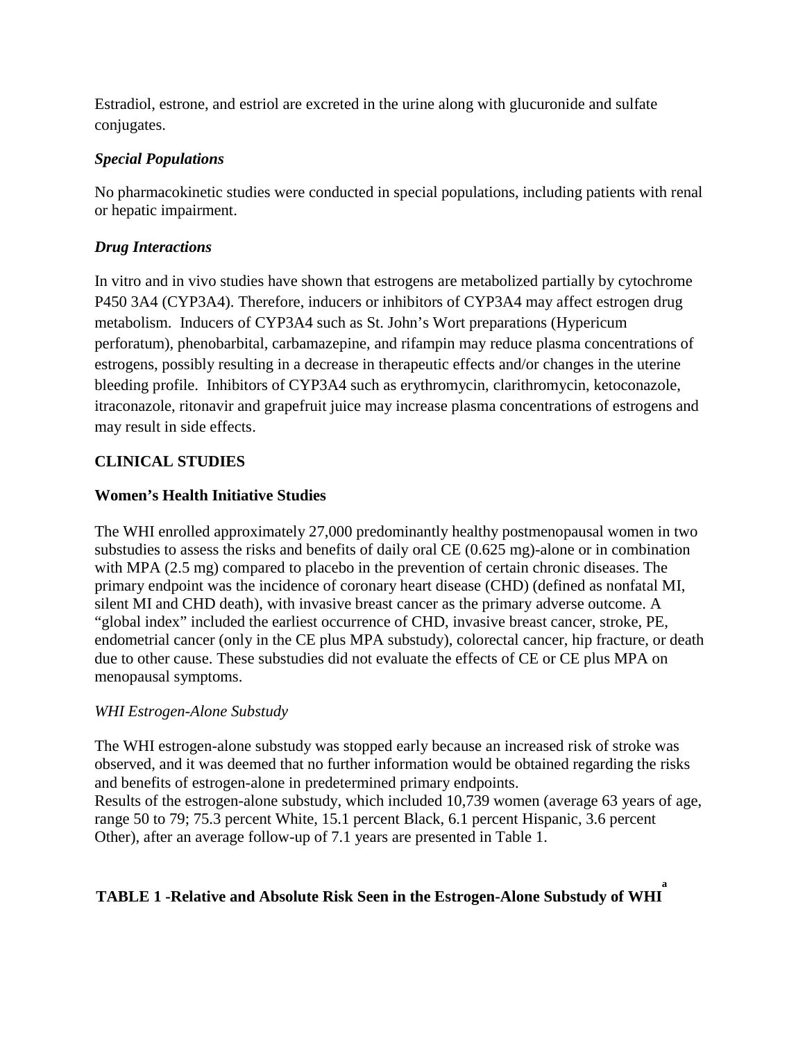Estradiol, estrone, and estriol are excreted in the urine along with glucuronide and sulfate conjugates.

### *Special Populations*

No pharmacokinetic studies were conducted in special populations, including patients with renal or hepatic impairment.

### *Drug Interactions*

In vitro and in vivo studies have shown that estrogens are metabolized partially by cytochrome P450 3A4 (CYP3A4). Therefore, inducers or inhibitors of CYP3A4 may affect estrogen drug metabolism. Inducers of CYP3A4 such as St. John's Wort preparations (Hypericum perforatum), phenobarbital, carbamazepine, and rifampin may reduce plasma concentrations of estrogens, possibly resulting in a decrease in therapeutic effects and/or changes in the uterine bleeding profile. Inhibitors of CYP3A4 such as erythromycin, clarithromycin, ketoconazole, itraconazole, ritonavir and grapefruit juice may increase plasma concentrations of estrogens and may result in side effects.

## CLINICAL STUDIES

### Women's Health Initiative Studies

The WHI enrolled approximately 27,000 predominantly healthy postmenopausal women in two substudies to assess the risks and benefits of daily oral CE (0.625 mg)-alone or in combination with MPA (2.5 mg) compared to placebo in the prevention of certain chronic diseases. The primary endpoint was the incidence of coronary heart disease (CHD) (defined as nonfatal MI, silent MI and CHD death), with invasive breast cancer as the primary adverse outcome. A "global index" included the earliest occurrence of CHD, invasive breast cancer, stroke, PE, endometrial cancer (only in the CE plus MPA substudy), colorectal cancer, hip fracture, or death due to other cause. These substudies did not evaluate the effects of CE or CE plus MPA on menopausal symptoms.

*WHI Estrogen-Alone Substudy*

The WHI estrogen-alone substudy was stopped early because an increased risk of stroke was observed, and it was deemed that no further information would be obtained regarding the risks and benefits of estrogen-alone in predetermined primary endpoints.

Results of the estrogen-alone substudy, which included 10,739 women (average 63 years of age, range 50 to 79; 75.3 percent White, 15.1 percent Black, 6.1 percent Hispanic, 3.6 percent Other), after an average follow-up of 7.1 years are presented in Table 1.

**TABLE 1 -Relative and Absolute Risk Seen in the Estrogen-Alone Substudy of WHI[a]**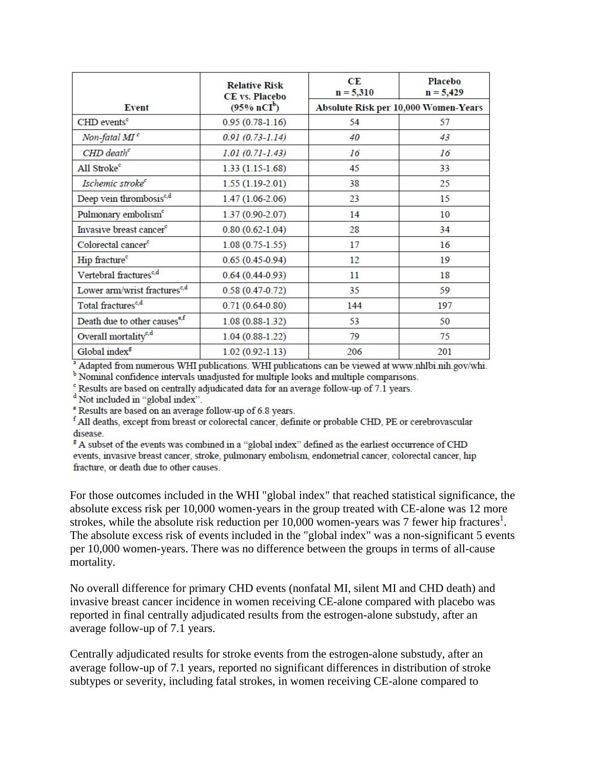| Event | Relative Risk CE vs. Placebo (95% nCI[b]) | CE n = 5,310 | Placebo n = 5,429 |
|---|---|---|---|
| | | Absolute Risk per 10,000 Women-Years | |
| CHD events[c] | 0.95 (0.78-1.16) | 54 | 57 |
| *Non-fatal MI[c]* | *0.91 (0.73-1.14)* | *40* | *43* |
| *CHD death[c]* | *1.01 (0.71-1.43)* | *16* | *16* |
| All Stroke[c] | 1.33 (1.15-1.68) | 45 | 33 |
| *Ischemic stroke[c]* | 1.55 (1.19-2.01) | 38 | 25 |
| Deep vein thrombosis[c,d] | 1.47 (1.06-2.06) | 23 | 15 |
| Pulmonary embolism[c] | 1.37 (0.90-2.07) | 14 | 10 |
| Invasive breast cancer[c] | 0.80 (0.62-1.04) | 28 | 34 |
| Colorectal cancer[c] | 1.08 (0.75-1.55) | 17 | 16 |
| Hip fracture[c] | 0.65 (0.45-0.94) | 12 | 19 |
| Vertebral fractures[c,d] | 0.64 (0.44-0.93) | 11 | 18 |
| Lower arm/wrist fractures[c,d] | 0.58 (0.47-0.72) | 35 | 59 |
| Total fractures[c,d] | 0.71 (0.64-0.80) | 144 | 197 |
| Death due to other causes[e,f] | 1.08 (0.88-1.32) | 53 | 50 |
| Overall mortality[c,d] | 1.04 (0.88-1.22) | 79 | 75 |
| Global index[g] | 1.02 (0.92-1.13) | 206 | 201 |

[a] Adapted from numerous WHI publications. WHI publications can be viewed at www.nhlbi.nih.gov/whi.
[b] Nominal confidence intervals unadjusted for multiple looks and multiple comparisons.
[c] Results are based on centrally adjudicated data for an average follow-up of 7.1 years.
[d] Not included in "global index".
[e] Results are based on an average follow-up of 6.8 years.
[f] All deaths, except from breast or colorectal cancer, definite or probable CHD, PE or cerebrovascular disease.
[g] A subset of the events was combined in a "global index" defined as the earliest occurrence of CHD events, invasive breast cancer, stroke, pulmonary embolism, endometrial cancer, colorectal cancer, hip fracture, or death due to other causes.

For those outcomes included in the WHI "global index" that reached statistical significance, the absolute excess risk per 10,000 women-years in the group treated with CE-alone was 12 more strokes, while the absolute risk reduction per 10,000 women-years was 7 fewer hip fractures[1]. The absolute excess risk of events included in the "global index" was a non-significant 5 events per 10,000 women-years. There was no difference between the groups in terms of all-cause mortality.

No overall difference for primary CHD events (nonfatal MI, silent MI and CHD death) and invasive breast cancer incidence in women receiving CE-alone compared with placebo was reported in final centrally adjudicated results from the estrogen-alone substudy, after an average follow-up of 7.1 years.

Centrally adjudicated results for stroke events from the estrogen-alone substudy, after an average follow-up of 7.1 years, reported no significant differences in distribution of stroke subtypes or severity, including fatal strokes, in women receiving CE-alone compared to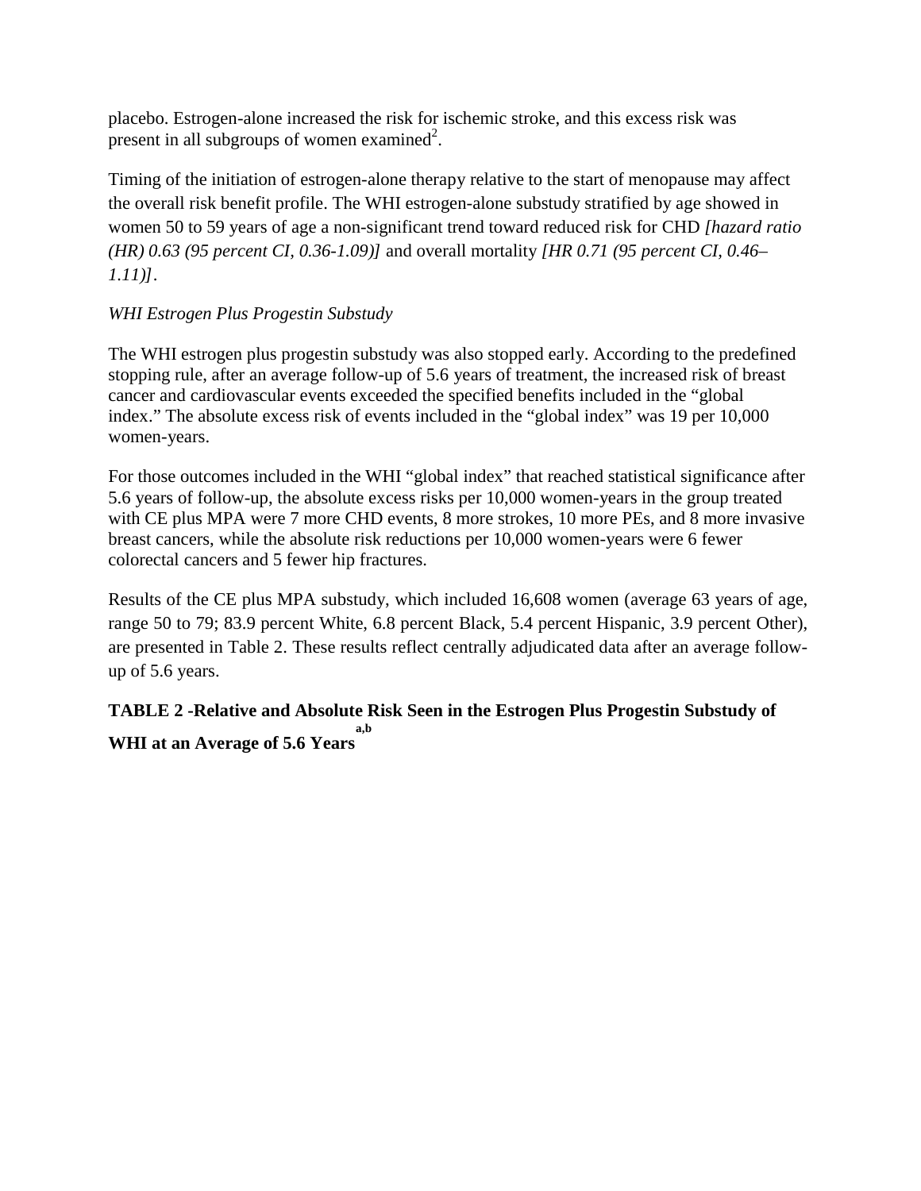placebo. Estrogen-alone increased the risk for ischemic stroke, and this excess risk was present in all subgroups of women examined[2].

Timing of the initiation of estrogen-alone therapy relative to the start of menopause may affect the overall risk benefit profile. The WHI estrogen-alone substudy stratified by age showed in women 50 to 59 years of age a non-significant trend toward reduced risk for CHD *[hazard ratio (HR) 0.63 (95 percent CI, 0.36-1.09)]* and overall mortality *[HR 0.71 (95 percent CI, 0.46–1.11)]*.

*WHI Estrogen Plus Progestin Substudy*

The WHI estrogen plus progestin substudy was also stopped early. According to the predefined stopping rule, after an average follow-up of 5.6 years of treatment, the increased risk of breast cancer and cardiovascular events exceeded the specified benefits included in the "global index." The absolute excess risk of events included in the "global index" was 19 per 10,000 women-years.

For those outcomes included in the WHI "global index" that reached statistical significance after 5.6 years of follow-up, the absolute excess risks per 10,000 women-years in the group treated with CE plus MPA were 7 more CHD events, 8 more strokes, 10 more PEs, and 8 more invasive breast cancers, while the absolute risk reductions per 10,000 women-years were 6 fewer colorectal cancers and 5 fewer hip fractures.

Results of the CE plus MPA substudy, which included 16,608 women (average 63 years of age, range 50 to 79; 83.9 percent White, 6.8 percent Black, 5.4 percent Hispanic, 3.9 percent Other), are presented in Table 2. These results reflect centrally adjudicated data after an average follow-up of 5.6 years.

**TABLE 2 -Relative and Absolute Risk Seen in the Estrogen Plus Progestin Substudy of WHI at an Average of 5.6 Years[a,b]**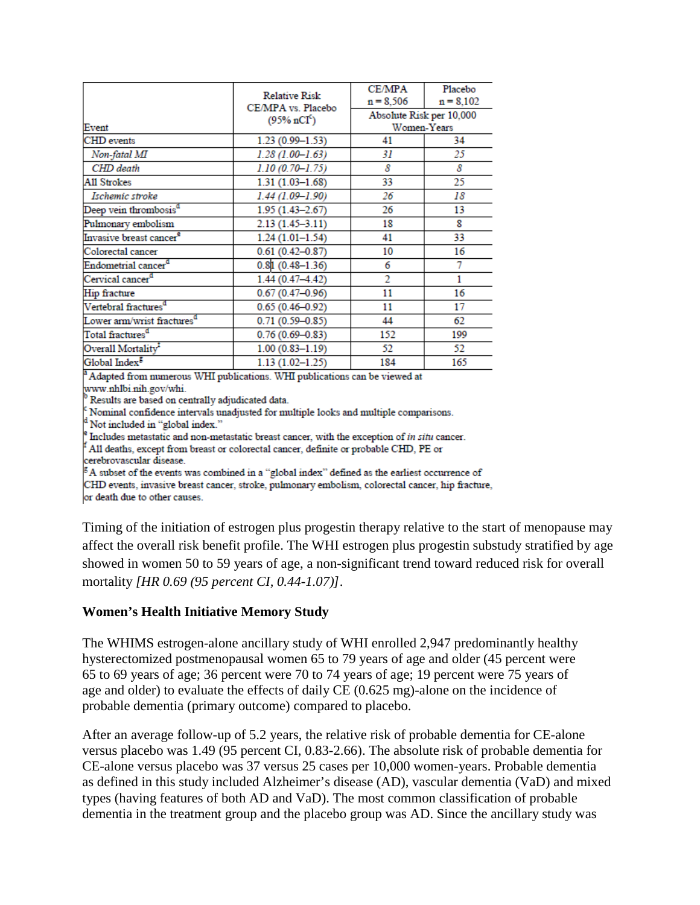| Event | Relative Risk CE/MPA vs. Placebo (95% nCI[c]) | CE/MPA n = 8,506 | Placebo n = 8,102 |
|---|---|---|---|
| | | Absolute Risk per 10,000 Women-Years | |
| CHD events | 1.23 (0.99–1.53) | 41 | 34 |
| *Non-fatal MI* | *1.28 (1.00–1.63)* | *31* | *25* |
| *CHD death* | *1.10 (0.70–1.75)* | *8* | *8* |
| All Strokes | 1.31 (1.03–1.68) | 33 | 25 |
| *Ischemic stroke* | *1.44 (1.09–1.90)* | *26* | *18* |
| Deep vein thrombosis[d] | 1.95 (1.43–2.67) | 26 | 13 |
| Pulmonary embolism | 2.13 (1.45–3.11) | 18 | 8 |
| Invasive breast cancer[e] | 1.24 (1.01–1.54) | 41 | 33 |
| Colorectal cancer | 0.61 (0.42–0.87) | 10 | 16 |
| Endometrial cancer[d] | 0.81 (0.48–1.36) | 6 | 7 |
| Cervical cancer[d] | 1.44 (0.47–4.42) | 2 | 1 |
| Hip fracture | 0.67 (0.47–0.96) | 11 | 16 |
| Vertebral fractures[d] | 0.65 (0.46–0.92) | 11 | 17 |
| Lower arm/wrist fractures[d] | 0.71 (0.59–0.85) | 44 | 62 |
| Total fractures[d] | 0.76 (0.69–0.83) | 152 | 199 |
| Overall Mortality[f] | 1.00 (0.83–1.19) | 52 | 52 |
| Global Index[g] | 1.13 (1.02–1.25) | 184 | 165 |

[a] Adapted from numerous WHI publications. WHI publications can be viewed at www.nhlbi.nih.gov/whi.
[b] Results are based on centrally adjudicated data.
[c] Nominal confidence intervals unadjusted for multiple looks and multiple comparisons.
[d] Not included in "global index."
[e] Includes metastatic and non-metastatic breast cancer, with the exception of *in situ* cancer.
[f] All deaths, except from breast or colorectal cancer, definite or probable CHD, PE or cerebrovascular disease.
[g] A subset of the events was combined in a "global index" defined as the earliest occurrence of CHD events, invasive breast cancer, stroke, pulmonary embolism, colorectal cancer, hip fracture, or death due to other causes.

Timing of the initiation of estrogen plus progestin therapy relative to the start of menopause may affect the overall risk benefit profile. The WHI estrogen plus progestin substudy stratified by age showed in women 50 to 59 years of age, a non-significant trend toward reduced risk for overall mortality *[HR 0.69 (95 percent CI, 0.44-1.07)]*.

**Women's Health Initiative Memory Study**

The WHIMS estrogen-alone ancillary study of WHI enrolled 2,947 predominantly healthy hysterectomized postmenopausal women 65 to 79 years of age and older (45 percent were 65 to 69 years of age; 36 percent were 70 to 74 years of age; 19 percent were 75 years of age and older) to evaluate the effects of daily CE (0.625 mg)-alone on the incidence of probable dementia (primary outcome) compared to placebo.

After an average follow-up of 5.2 years, the relative risk of probable dementia for CE-alone versus placebo was 1.49 (95 percent CI, 0.83-2.66). The absolute risk of probable dementia for CE-alone versus placebo was 37 versus 25 cases per 10,000 women-years. Probable dementia as defined in this study included Alzheimer's disease (AD), vascular dementia (VaD) and mixed types (having features of both AD and VaD). The most common classification of probable dementia in the treatment group and the placebo group was AD. Since the ancillary study was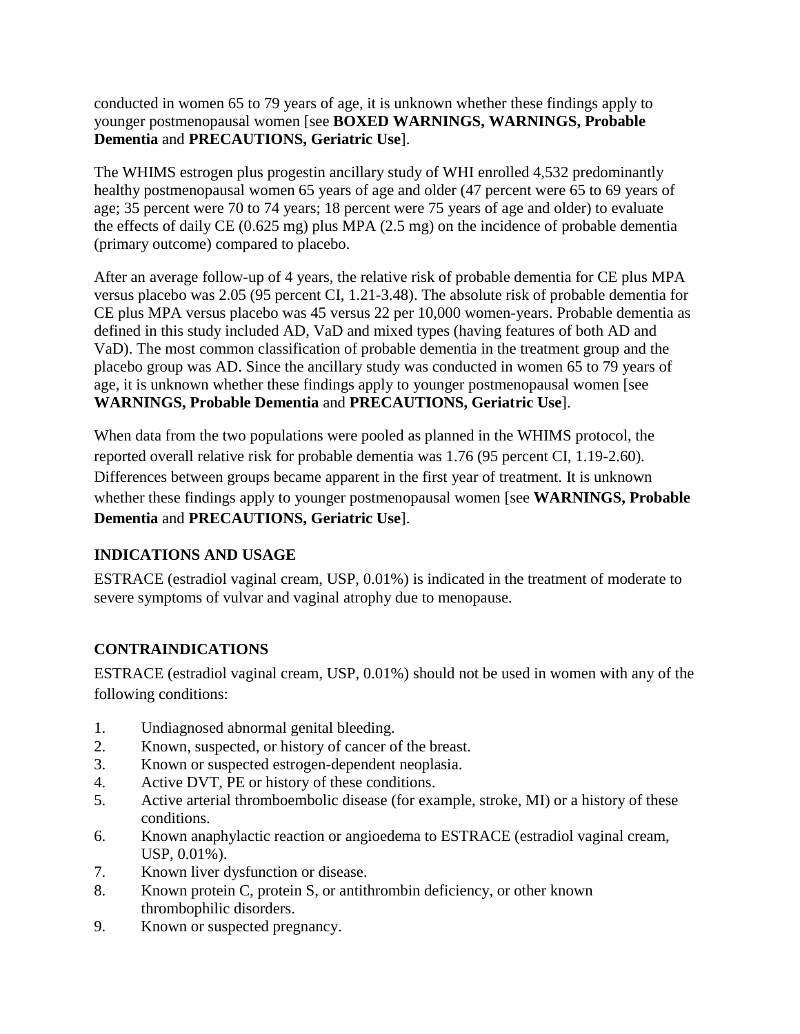conducted in women 65 to 79 years of age, it is unknown whether these findings apply to younger postmenopausal women [see **BOXED WARNINGS, WARNINGS, Probable Dementia** and **PRECAUTIONS, Geriatric Use**].

The WHIMS estrogen plus progestin ancillary study of WHI enrolled 4,532 predominantly healthy postmenopausal women 65 years of age and older (47 percent were 65 to 69 years of age; 35 percent were 70 to 74 years; 18 percent were 75 years of age and older) to evaluate the effects of daily CE (0.625 mg) plus MPA (2.5 mg) on the incidence of probable dementia (primary outcome) compared to placebo.

After an average follow-up of 4 years, the relative risk of probable dementia for CE plus MPA versus placebo was 2.05 (95 percent CI, 1.21-3.48). The absolute risk of probable dementia for CE plus MPA versus placebo was 45 versus 22 per 10,000 women-years. Probable dementia as defined in this study included AD, VaD and mixed types (having features of both AD and VaD). The most common classification of probable dementia in the treatment group and the placebo group was AD. Since the ancillary study was conducted in women 65 to 79 years of age, it is unknown whether these findings apply to younger postmenopausal women [see **WARNINGS, Probable Dementia** and **PRECAUTIONS, Geriatric Use**].

When data from the two populations were pooled as planned in the WHIMS protocol, the reported overall relative risk for probable dementia was 1.76 (95 percent CI, 1.19-2.60). Differences between groups became apparent in the first year of treatment. It is unknown whether these findings apply to younger postmenopausal women [see **WARNINGS, Probable Dementia** and **PRECAUTIONS, Geriatric Use**].

## INDICATIONS AND USAGE

ESTRACE (estradiol vaginal cream, USP, 0.01%) is indicated in the treatment of moderate to severe symptoms of vulvar and vaginal atrophy due to menopause.

## CONTRAINDICATIONS

ESTRACE (estradiol vaginal cream, USP, 0.01%) should not be used in women with any of the following conditions:

1. Undiagnosed abnormal genital bleeding.
2. Known, suspected, or history of cancer of the breast.
3. Known or suspected estrogen-dependent neoplasia.
4. Active DVT, PE or history of these conditions.
5. Active arterial thromboembolic disease (for example, stroke, MI) or a history of these conditions.
6. Known anaphylactic reaction or angioedema to ESTRACE (estradiol vaginal cream, USP, 0.01%).
7. Known liver dysfunction or disease.
8. Known protein C, protein S, or antithrombin deficiency, or other known thrombophilic disorders.
9. Known or suspected pregnancy.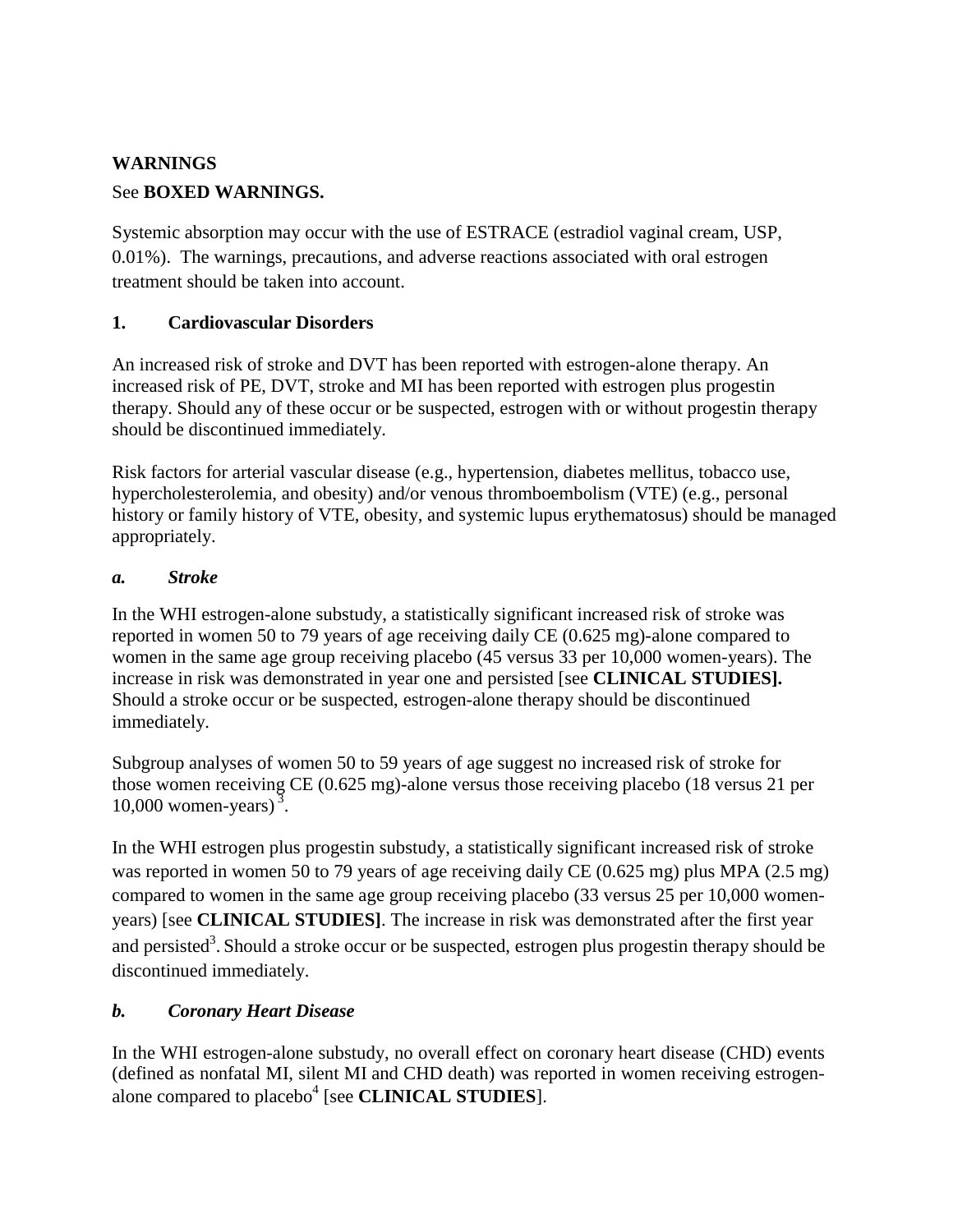## WARNINGS

See **BOXED WARNINGS.**

Systemic absorption may occur with the use of ESTRACE (estradiol vaginal cream, USP, 0.01%). The warnings, precautions, and adverse reactions associated with oral estrogen treatment should be taken into account.

### 1. Cardiovascular Disorders

An increased risk of stroke and DVT has been reported with estrogen-alone therapy. An increased risk of PE, DVT, stroke and MI has been reported with estrogen plus progestin therapy. Should any of these occur or be suspected, estrogen with or without progestin therapy should be discontinued immediately.

Risk factors for arterial vascular disease (e.g., hypertension, diabetes mellitus, tobacco use, hypercholesterolemia, and obesity) and/or venous thromboembolism (VTE) (e.g., personal history or family history of VTE, obesity, and systemic lupus erythematosus) should be managed appropriately.

#### *a. Stroke*

In the WHI estrogen-alone substudy, a statistically significant increased risk of stroke was reported in women 50 to 79 years of age receiving daily CE (0.625 mg)-alone compared to women in the same age group receiving placebo (45 versus 33 per 10,000 women-years). The increase in risk was demonstrated in year one and persisted [see **CLINICAL STUDIES].** Should a stroke occur or be suspected, estrogen-alone therapy should be discontinued immediately.

Subgroup analyses of women 50 to 59 years of age suggest no increased risk of stroke for those women receiving CE (0.625 mg)-alone versus those receiving placebo (18 versus 21 per 10,000 women-years)[3].

In the WHI estrogen plus progestin substudy, a statistically significant increased risk of stroke was reported in women 50 to 79 years of age receiving daily CE (0.625 mg) plus MPA (2.5 mg) compared to women in the same age group receiving placebo (33 versus 25 per 10,000 women-years) [see **CLINICAL STUDIES]**. The increase in risk was demonstrated after the first year and persisted[3]. Should a stroke occur or be suspected, estrogen plus progestin therapy should be discontinued immediately.

#### *b. Coronary Heart Disease*

In the WHI estrogen-alone substudy, no overall effect on coronary heart disease (CHD) events (defined as nonfatal MI, silent MI and CHD death) was reported in women receiving estrogen-alone compared to placebo[4] [see **CLINICAL STUDIES**].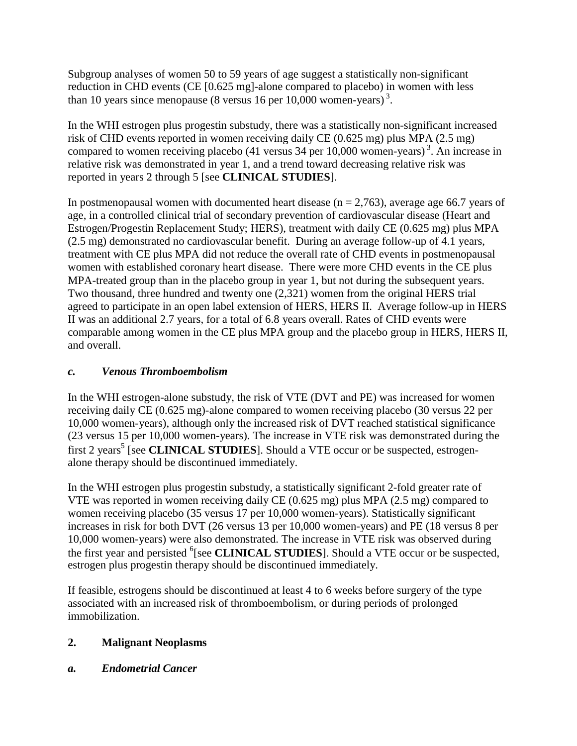Subgroup analyses of women 50 to 59 years of age suggest a statistically non-significant reduction in CHD events (CE [0.625 mg]-alone compared to placebo) in women with less than 10 years since menopause (8 versus 16 per 10,000 women-years)[3].

In the WHI estrogen plus progestin substudy, there was a statistically non-significant increased risk of CHD events reported in women receiving daily CE (0.625 mg) plus MPA (2.5 mg) compared to women receiving placebo (41 versus 34 per 10,000 women-years)[3]. An increase in relative risk was demonstrated in year 1, and a trend toward decreasing relative risk was reported in years 2 through 5 [see **CLINICAL STUDIES**].

In postmenopausal women with documented heart disease (n = 2,763), average age 66.7 years of age, in a controlled clinical trial of secondary prevention of cardiovascular disease (Heart and Estrogen/Progestin Replacement Study; HERS), treatment with daily CE (0.625 mg) plus MPA (2.5 mg) demonstrated no cardiovascular benefit. During an average follow-up of 4.1 years, treatment with CE plus MPA did not reduce the overall rate of CHD events in postmenopausal women with established coronary heart disease. There were more CHD events in the CE plus MPA-treated group than in the placebo group in year 1, but not during the subsequent years. Two thousand, three hundred and twenty one (2,321) women from the original HERS trial agreed to participate in an open label extension of HERS, HERS II. Average follow-up in HERS II was an additional 2.7 years, for a total of 6.8 years overall. Rates of CHD events were comparable among women in the CE plus MPA group and the placebo group in HERS, HERS II, and overall.

### *c. Venous Thromboembolism*

In the WHI estrogen-alone substudy, the risk of VTE (DVT and PE) was increased for women receiving daily CE (0.625 mg)-alone compared to women receiving placebo (30 versus 22 per 10,000 women-years), although only the increased risk of DVT reached statistical significance (23 versus 15 per 10,000 women-years). The increase in VTE risk was demonstrated during the first 2 years[5] [see **CLINICAL STUDIES**]. Should a VTE occur or be suspected, estrogen-alone therapy should be discontinued immediately.

In the WHI estrogen plus progestin substudy, a statistically significant 2-fold greater rate of VTE was reported in women receiving daily CE (0.625 mg) plus MPA (2.5 mg) compared to women receiving placebo (35 versus 17 per 10,000 women-years). Statistically significant increases in risk for both DVT (26 versus 13 per 10,000 women-years) and PE (18 versus 8 per 10,000 women-years) were also demonstrated. The increase in VTE risk was observed during the first year and persisted [6][see **CLINICAL STUDIES**]. Should a VTE occur or be suspected, estrogen plus progestin therapy should be discontinued immediately.

If feasible, estrogens should be discontinued at least 4 to 6 weeks before surgery of the type associated with an increased risk of thromboembolism, or during periods of prolonged immobilization.

## 2. Malignant Neoplasms

### *a. Endometrial Cancer*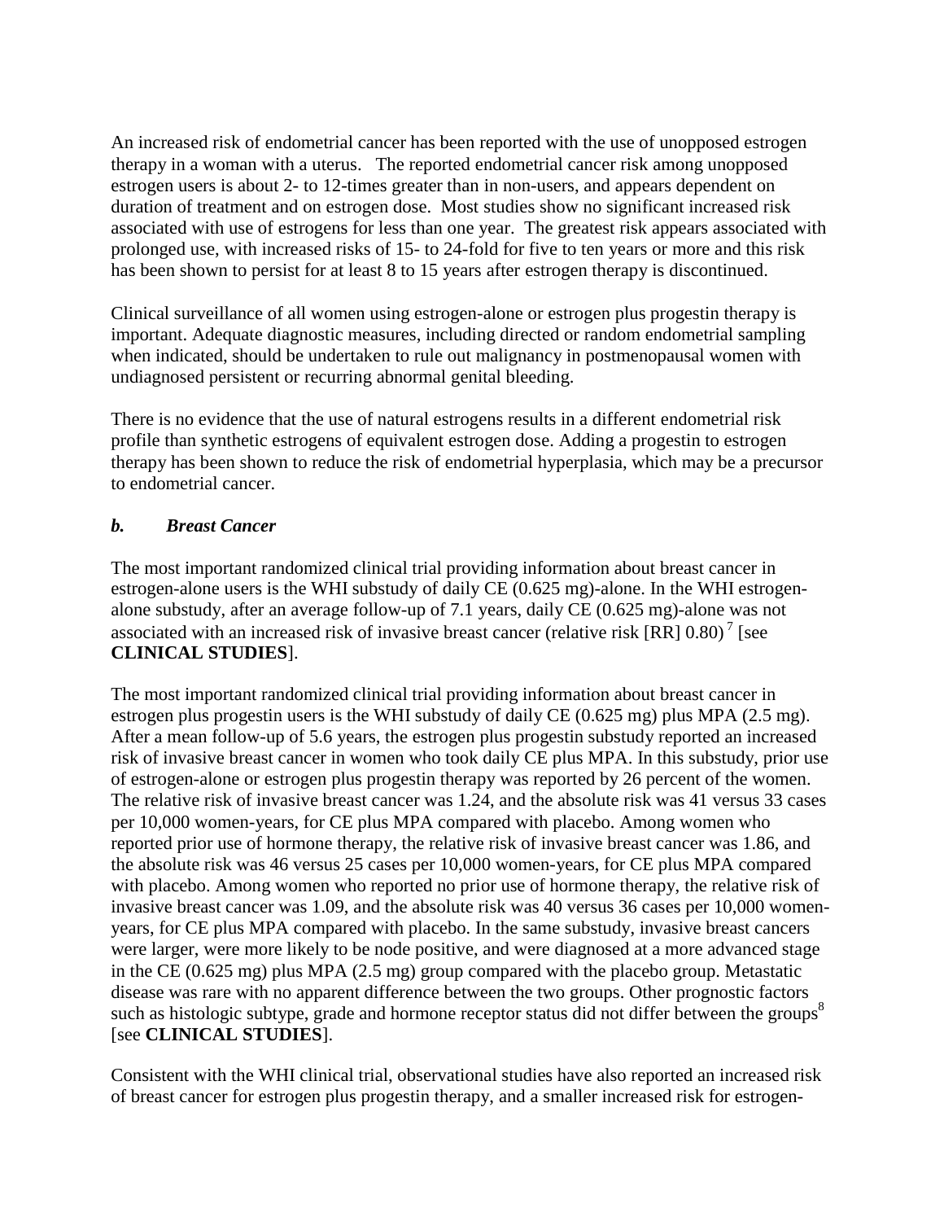An increased risk of endometrial cancer has been reported with the use of unopposed estrogen therapy in a woman with a uterus. The reported endometrial cancer risk among unopposed estrogen users is about 2- to 12-times greater than in non-users, and appears dependent on duration of treatment and on estrogen dose. Most studies show no significant increased risk associated with use of estrogens for less than one year. The greatest risk appears associated with prolonged use, with increased risks of 15- to 24-fold for five to ten years or more and this risk has been shown to persist for at least 8 to 15 years after estrogen therapy is discontinued.

Clinical surveillance of all women using estrogen-alone or estrogen plus progestin therapy is important. Adequate diagnostic measures, including directed or random endometrial sampling when indicated, should be undertaken to rule out malignancy in postmenopausal women with undiagnosed persistent or recurring abnormal genital bleeding.

There is no evidence that the use of natural estrogens results in a different endometrial risk profile than synthetic estrogens of equivalent estrogen dose. Adding a progestin to estrogen therapy has been shown to reduce the risk of endometrial hyperplasia, which may be a precursor to endometrial cancer.

### *b. Breast Cancer*

The most important randomized clinical trial providing information about breast cancer in estrogen-alone users is the WHI substudy of daily CE (0.625 mg)-alone. In the WHI estrogen-alone substudy, after an average follow-up of 7.1 years, daily CE (0.625 mg)-alone was not associated with an increased risk of invasive breast cancer (relative risk [RR] 0.80)[7] [see **CLINICAL STUDIES**].

The most important randomized clinical trial providing information about breast cancer in estrogen plus progestin users is the WHI substudy of daily CE (0.625 mg) plus MPA (2.5 mg). After a mean follow-up of 5.6 years, the estrogen plus progestin substudy reported an increased risk of invasive breast cancer in women who took daily CE plus MPA. In this substudy, prior use of estrogen-alone or estrogen plus progestin therapy was reported by 26 percent of the women. The relative risk of invasive breast cancer was 1.24, and the absolute risk was 41 versus 33 cases per 10,000 women-years, for CE plus MPA compared with placebo. Among women who reported prior use of hormone therapy, the relative risk of invasive breast cancer was 1.86, and the absolute risk was 46 versus 25 cases per 10,000 women-years, for CE plus MPA compared with placebo. Among women who reported no prior use of hormone therapy, the relative risk of invasive breast cancer was 1.09, and the absolute risk was 40 versus 36 cases per 10,000 women-years, for CE plus MPA compared with placebo. In the same substudy, invasive breast cancers were larger, were more likely to be node positive, and were diagnosed at a more advanced stage in the CE (0.625 mg) plus MPA (2.5 mg) group compared with the placebo group. Metastatic disease was rare with no apparent difference between the two groups. Other prognostic factors such as histologic subtype, grade and hormone receptor status did not differ between the groups[8] [see **CLINICAL STUDIES**].

Consistent with the WHI clinical trial, observational studies have also reported an increased risk of breast cancer for estrogen plus progestin therapy, and a smaller increased risk for estrogen-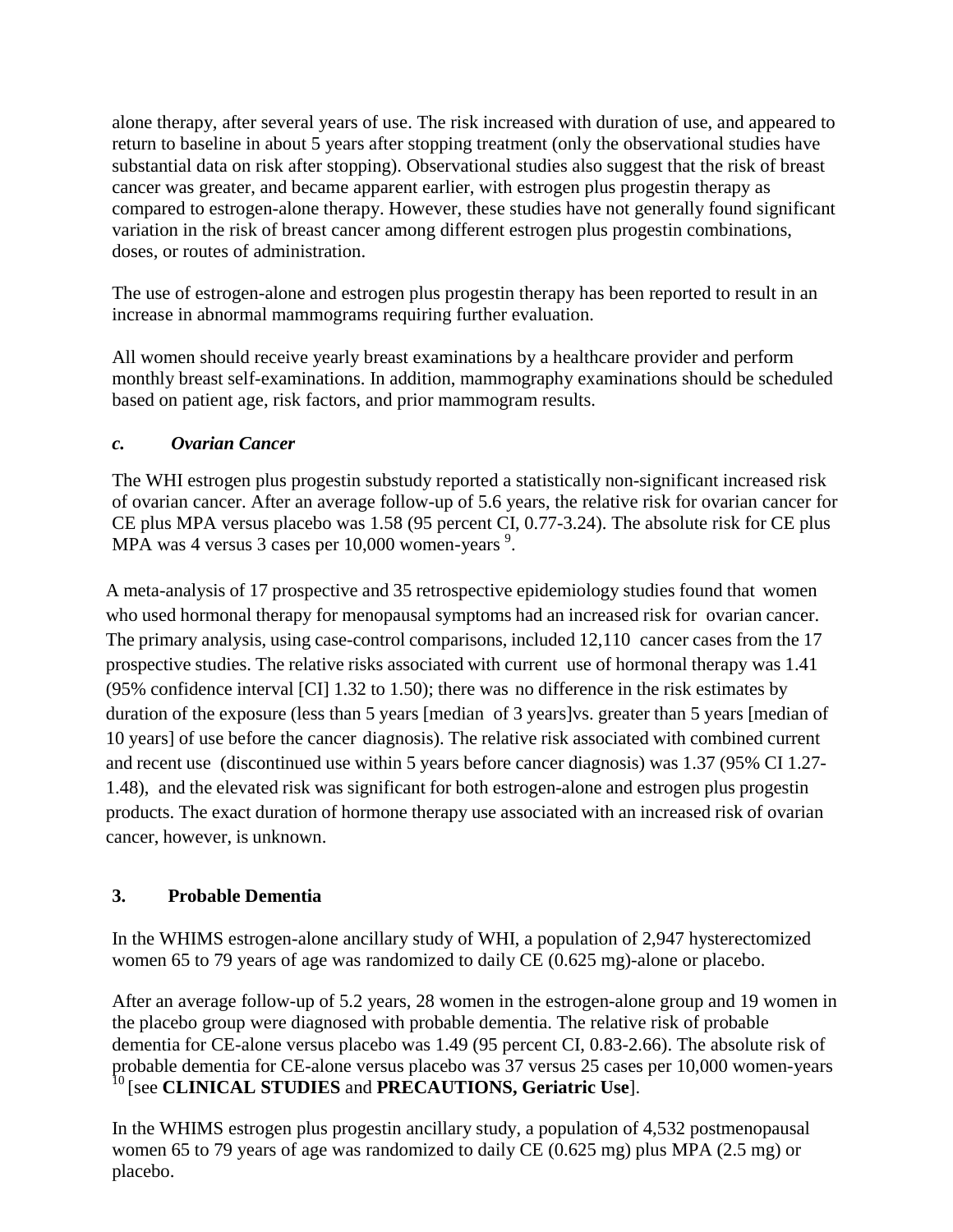alone therapy, after several years of use. The risk increased with duration of use, and appeared to return to baseline in about 5 years after stopping treatment (only the observational studies have substantial data on risk after stopping). Observational studies also suggest that the risk of breast cancer was greater, and became apparent earlier, with estrogen plus progestin therapy as compared to estrogen-alone therapy. However, these studies have not generally found significant variation in the risk of breast cancer among different estrogen plus progestin combinations, doses, or routes of administration.

The use of estrogen-alone and estrogen plus progestin therapy has been reported to result in an increase in abnormal mammograms requiring further evaluation.

All women should receive yearly breast examinations by a healthcare provider and perform monthly breast self-examinations. In addition, mammography examinations should be scheduled based on patient age, risk factors, and prior mammogram results.

### *c. Ovarian Cancer*

The WHI estrogen plus progestin substudy reported a statistically non-significant increased risk of ovarian cancer. After an average follow-up of 5.6 years, the relative risk for ovarian cancer for CE plus MPA versus placebo was 1.58 (95 percent CI, 0.77-3.24). The absolute risk for CE plus MPA was 4 versus 3 cases per 10,000 women-years [9].

A meta-analysis of 17 prospective and 35 retrospective epidemiology studies found that women who used hormonal therapy for menopausal symptoms had an increased risk for ovarian cancer. The primary analysis, using case-control comparisons, included 12,110 cancer cases from the 17 prospective studies. The relative risks associated with current use of hormonal therapy was 1.41 (95% confidence interval [CI] 1.32 to 1.50); there was no difference in the risk estimates by duration of the exposure (less than 5 years [median of 3 years]vs. greater than 5 years [median of 10 years] of use before the cancer diagnosis). The relative risk associated with combined current and recent use (discontinued use within 5 years before cancer diagnosis) was 1.37 (95% CI 1.27-1.48), and the elevated risk was significant for both estrogen-alone and estrogen plus progestin products. The exact duration of hormone therapy use associated with an increased risk of ovarian cancer, however, is unknown.

## 3. Probable Dementia

In the WHIMS estrogen-alone ancillary study of WHI, a population of 2,947 hysterectomized women 65 to 79 years of age was randomized to daily CE (0.625 mg)-alone or placebo.

After an average follow-up of 5.2 years, 28 women in the estrogen-alone group and 19 women in the placebo group were diagnosed with probable dementia. The relative risk of probable dementia for CE-alone versus placebo was 1.49 (95 percent CI, 0.83-2.66). The absolute risk of probable dementia for CE-alone versus placebo was 37 versus 25 cases per 10,000 women-years [10] [see **CLINICAL STUDIES** and **PRECAUTIONS, Geriatric Use**].

In the WHIMS estrogen plus progestin ancillary study, a population of 4,532 postmenopausal women 65 to 79 years of age was randomized to daily CE (0.625 mg) plus MPA (2.5 mg) or placebo.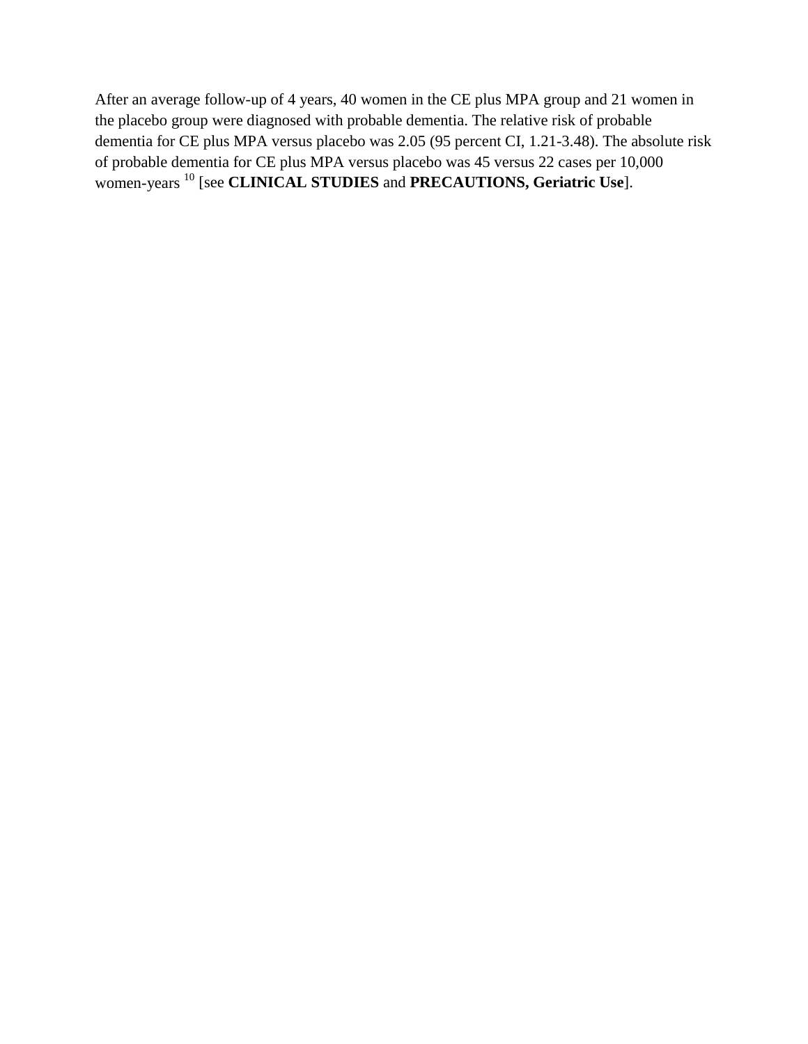After an average follow-up of 4 years, 40 women in the CE plus MPA group and 21 women in the placebo group were diagnosed with probable dementia. The relative risk of probable dementia for CE plus MPA versus placebo was 2.05 (95 percent CI, 1.21-3.48). The absolute risk of probable dementia for CE plus MPA versus placebo was 45 versus 22 cases per 10,000 women-years [10] [see **CLINICAL STUDIES** and **PRECAUTIONS, Geriatric Use**].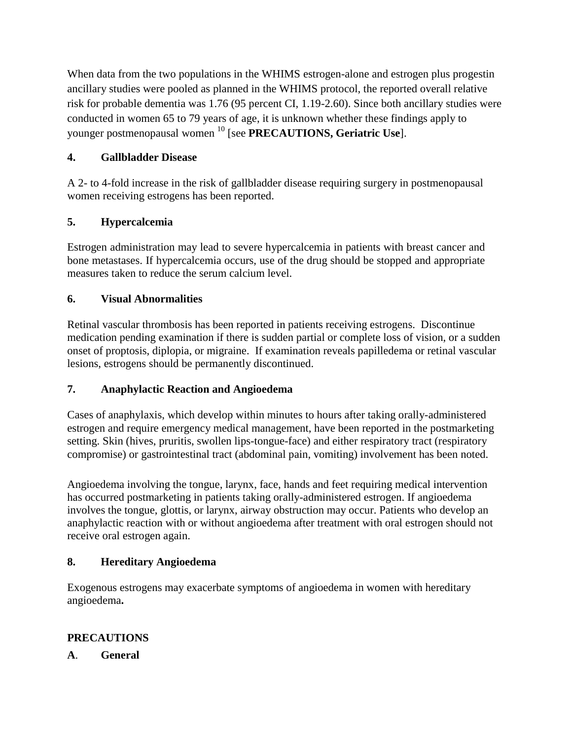When data from the two populations in the WHIMS estrogen-alone and estrogen plus progestin ancillary studies were pooled as planned in the WHIMS protocol, the reported overall relative risk for probable dementia was 1.76 (95 percent CI, 1.19-2.60). Since both ancillary studies were conducted in women 65 to 79 years of age, it is unknown whether these findings apply to younger postmenopausal women [10] [see **PRECAUTIONS, Geriatric Use**].

**4. Gallbladder Disease**

A 2- to 4-fold increase in the risk of gallbladder disease requiring surgery in postmenopausal women receiving estrogens has been reported.

**5. Hypercalcemia**

Estrogen administration may lead to severe hypercalcemia in patients with breast cancer and bone metastases. If hypercalcemia occurs, use of the drug should be stopped and appropriate measures taken to reduce the serum calcium level.

**6. Visual Abnormalities**

Retinal vascular thrombosis has been reported in patients receiving estrogens. Discontinue medication pending examination if there is sudden partial or complete loss of vision, or a sudden onset of proptosis, diplopia, or migraine. If examination reveals papilledema or retinal vascular lesions, estrogens should be permanently discontinued.

**7. Anaphylactic Reaction and Angioedema**

Cases of anaphylaxis, which develop within minutes to hours after taking orally-administered estrogen and require emergency medical management, have been reported in the postmarketing setting. Skin (hives, pruritis, swollen lips-tongue-face) and either respiratory tract (respiratory compromise) or gastrointestinal tract (abdominal pain, vomiting) involvement has been noted.

Angioedema involving the tongue, larynx, face, hands and feet requiring medical intervention has occurred postmarketing in patients taking orally-administered estrogen. If angioedema involves the tongue, glottis, or larynx, airway obstruction may occur. Patients who develop an anaphylactic reaction with or without angioedema after treatment with oral estrogen should not receive oral estrogen again.

**8. Hereditary Angioedema**

Exogenous estrogens may exacerbate symptoms of angioedema in women with hereditary angioedema**.**

## PRECAUTIONS

**A. General**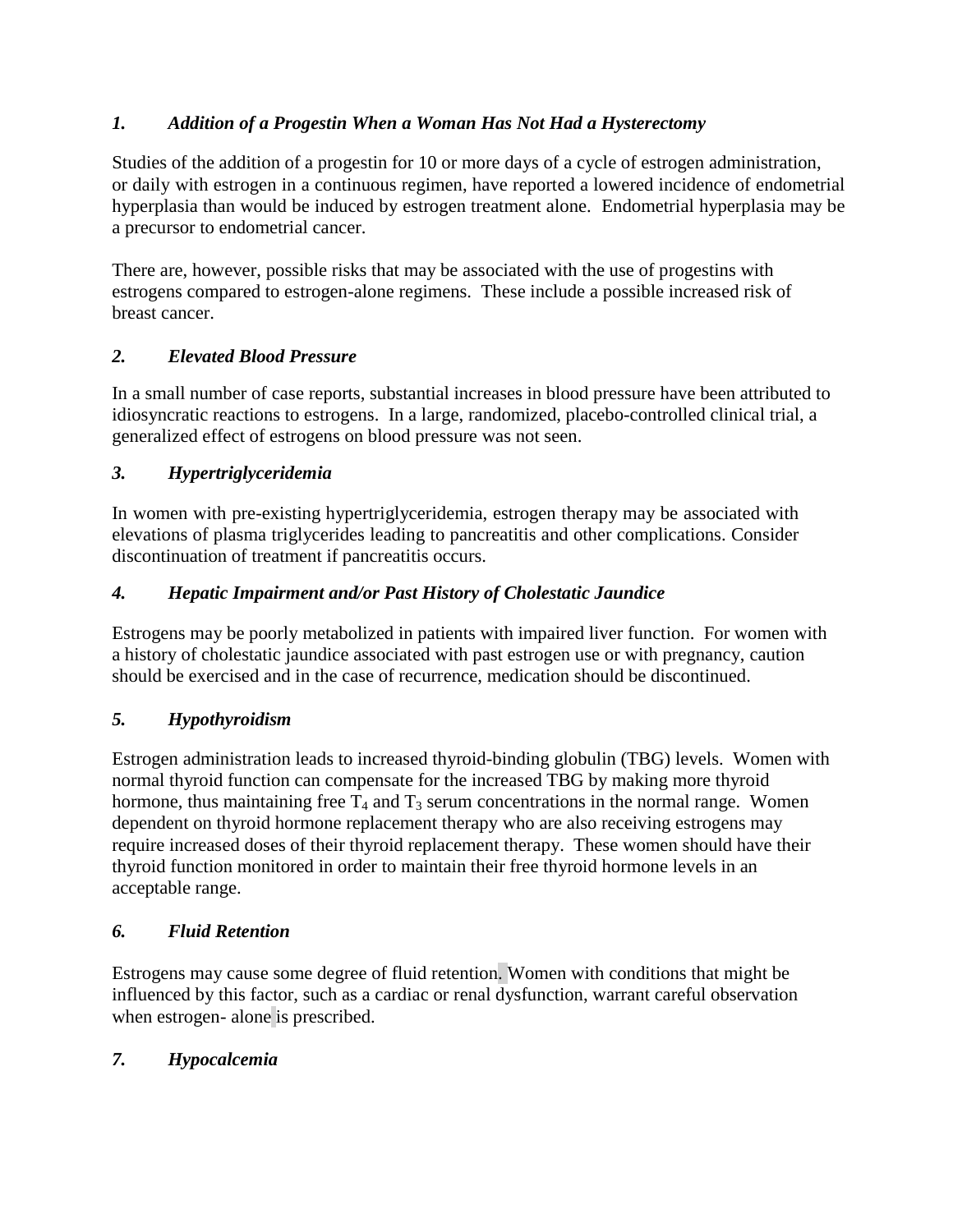### *1. Addition of a Progestin When a Woman Has Not Had a Hysterectomy*

Studies of the addition of a progestin for 10 or more days of a cycle of estrogen administration, or daily with estrogen in a continuous regimen, have reported a lowered incidence of endometrial hyperplasia than would be induced by estrogen treatment alone. Endometrial hyperplasia may be a precursor to endometrial cancer.

There are, however, possible risks that may be associated with the use of progestins with estrogens compared to estrogen-alone regimens. These include a possible increased risk of breast cancer.

### *2. Elevated Blood Pressure*

In a small number of case reports, substantial increases in blood pressure have been attributed to idiosyncratic reactions to estrogens. In a large, randomized, placebo-controlled clinical trial, a generalized effect of estrogens on blood pressure was not seen.

### *3. Hypertriglyceridemia*

In women with pre-existing hypertriglyceridemia, estrogen therapy may be associated with elevations of plasma triglycerides leading to pancreatitis and other complications. Consider discontinuation of treatment if pancreatitis occurs.

### *4. Hepatic Impairment and/or Past History of Cholestatic Jaundice*

Estrogens may be poorly metabolized in patients with impaired liver function. For women with a history of cholestatic jaundice associated with past estrogen use or with pregnancy, caution should be exercised and in the case of recurrence, medication should be discontinued.

### *5. Hypothyroidism*

Estrogen administration leads to increased thyroid-binding globulin (TBG) levels. Women with normal thyroid function can compensate for the increased TBG by making more thyroid hormone, thus maintaining free $T_4$ and $T_3$ serum concentrations in the normal range. Women dependent on thyroid hormone replacement therapy who are also receiving estrogens may require increased doses of their thyroid replacement therapy. These women should have their thyroid function monitored in order to maintain their free thyroid hormone levels in an acceptable range.

### *6. Fluid Retention*

Estrogens may cause some degree of fluid retention. Women with conditions that might be influenced by this factor, such as a cardiac or renal dysfunction, warrant careful observation when estrogen- alone is prescribed.

### *7. Hypocalcemia*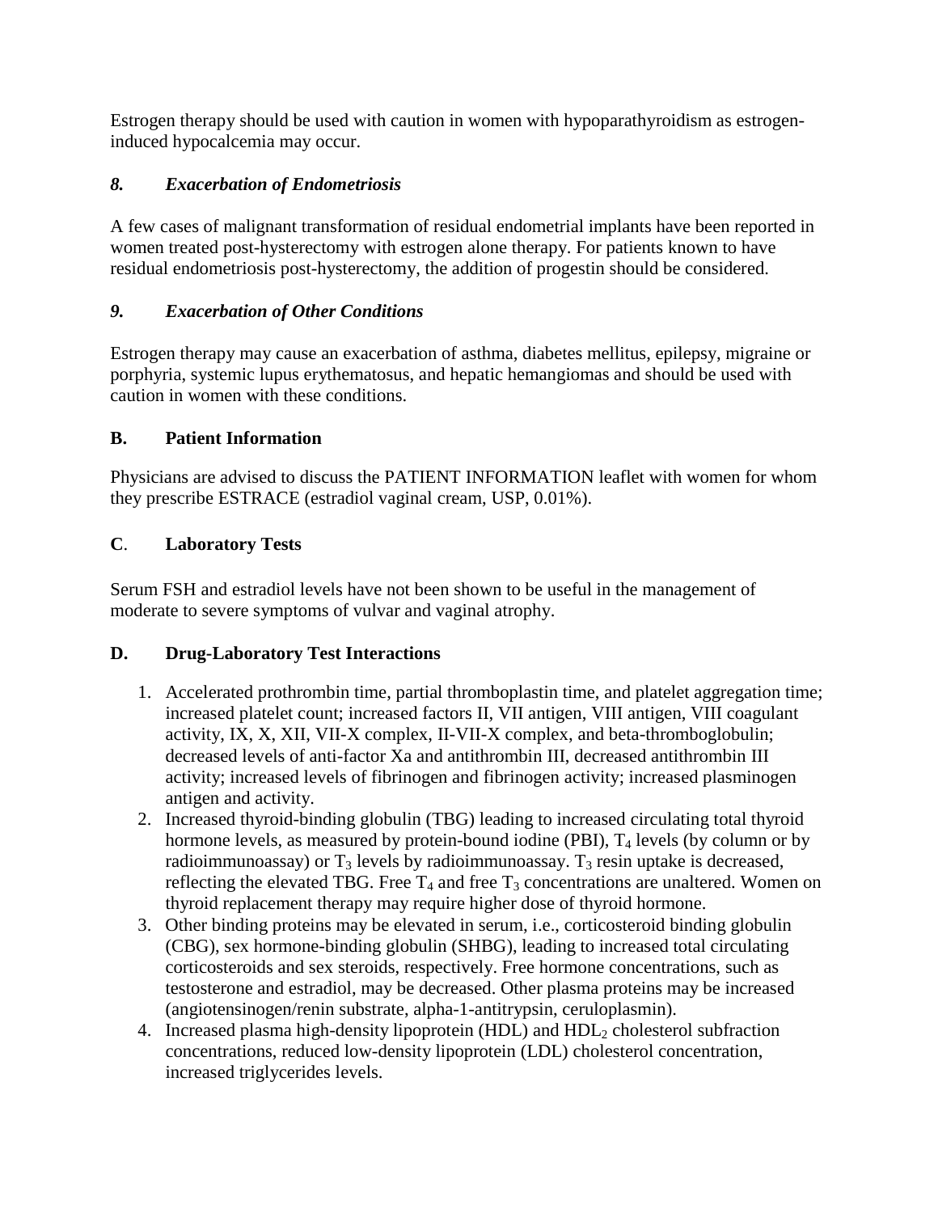Estrogen therapy should be used with caution in women with hypoparathyroidism as estrogen-induced hypocalcemia may occur.

### *8. Exacerbation of Endometriosis*

A few cases of malignant transformation of residual endometrial implants have been reported in women treated post-hysterectomy with estrogen alone therapy. For patients known to have residual endometriosis post-hysterectomy, the addition of progestin should be considered.

### *9. Exacerbation of Other Conditions*

Estrogen therapy may cause an exacerbation of asthma, diabetes mellitus, epilepsy, migraine or porphyria, systemic lupus erythematosus, and hepatic hemangiomas and should be used with caution in women with these conditions.

## B. Patient Information

Physicians are advised to discuss the PATIENT INFORMATION leaflet with women for whom they prescribe ESTRACE (estradiol vaginal cream, USP, 0.01%).

## C. Laboratory Tests

Serum FSH and estradiol levels have not been shown to be useful in the management of moderate to severe symptoms of vulvar and vaginal atrophy.

## D. Drug-Laboratory Test Interactions

1. Accelerated prothrombin time, partial thromboplastin time, and platelet aggregation time; increased platelet count; increased factors II, VII antigen, VIII antigen, VIII coagulant activity, IX, X, XII, VII-X complex, II-VII-X complex, and beta-thromboglobulin; decreased levels of anti-factor Xa and antithrombin III, decreased antithrombin III activity; increased levels of fibrinogen and fibrinogen activity; increased plasminogen antigen and activity.
2. Increased thyroid-binding globulin (TBG) leading to increased circulating total thyroid hormone levels, as measured by protein-bound iodine (PBI), $T_4$ levels (by column or by radioimmunoassay) or $T_3$ levels by radioimmunoassay. $T_3$ resin uptake is decreased, reflecting the elevated TBG. Free $T_4$ and free $T_3$ concentrations are unaltered. Women on thyroid replacement therapy may require higher dose of thyroid hormone.
3. Other binding proteins may be elevated in serum, i.e., corticosteroid binding globulin (CBG), sex hormone-binding globulin (SHBG), leading to increased total circulating corticosteroids and sex steroids, respectively. Free hormone concentrations, such as testosterone and estradiol, may be decreased. Other plasma proteins may be increased (angiotensinogen/renin substrate, alpha-1-antitrypsin, ceruloplasmin).
4. Increased plasma high-density lipoprotein (HDL) and $HDL_2$ cholesterol subfraction concentrations, reduced low-density lipoprotein (LDL) cholesterol concentration, increased triglycerides levels.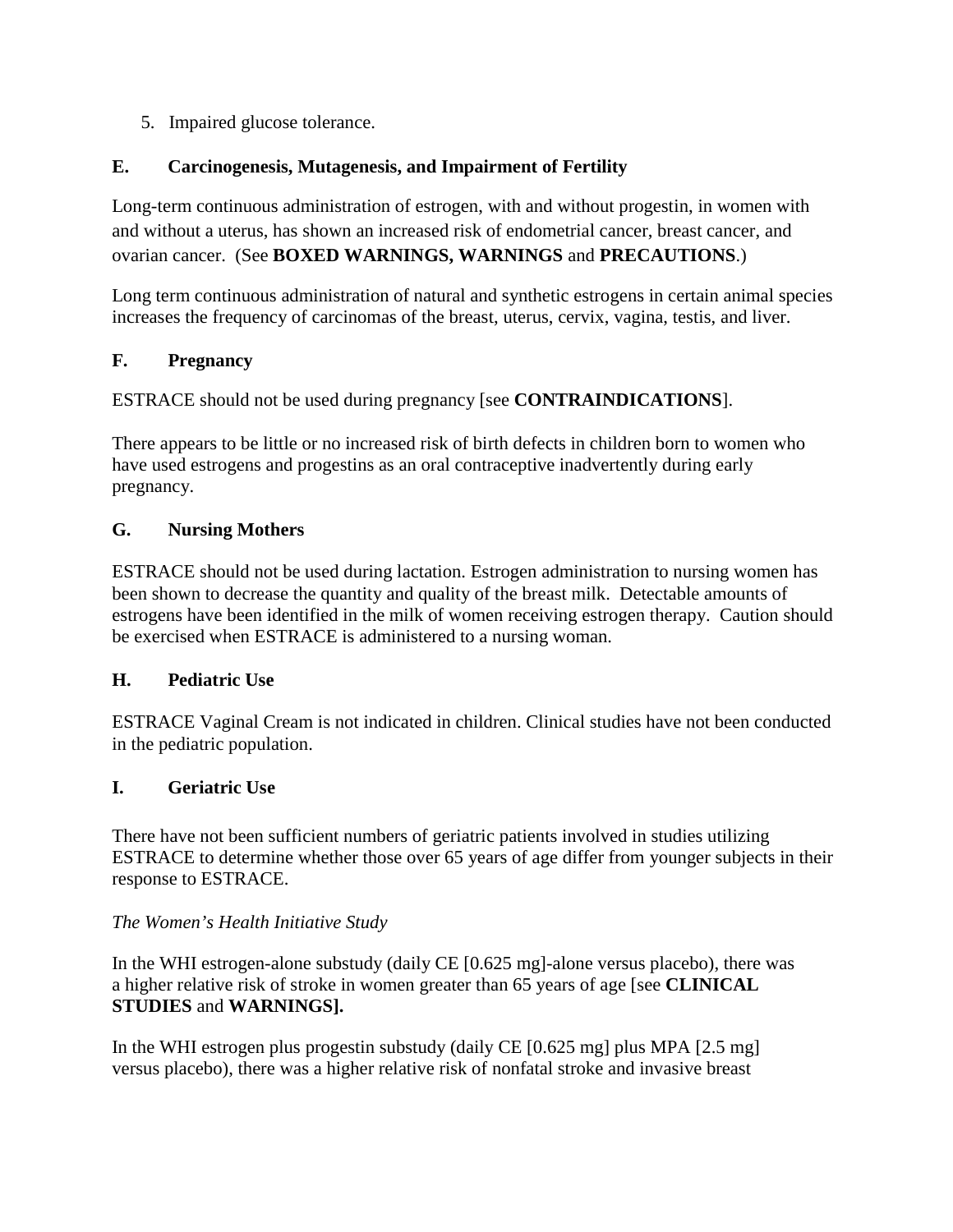5. Impaired glucose tolerance.

### E. Carcinogenesis, Mutagenesis, and Impairment of Fertility

Long-term continuous administration of estrogen, with and without progestin, in women with and without a uterus, has shown an increased risk of endometrial cancer, breast cancer, and ovarian cancer. (See **BOXED WARNINGS, WARNINGS** and **PRECAUTIONS**.)

Long term continuous administration of natural and synthetic estrogens in certain animal species increases the frequency of carcinomas of the breast, uterus, cervix, vagina, testis, and liver.

### F. Pregnancy

ESTRACE should not be used during pregnancy [see **CONTRAINDICATIONS**].

There appears to be little or no increased risk of birth defects in children born to women who have used estrogens and progestins as an oral contraceptive inadvertently during early pregnancy.

### G. Nursing Mothers

ESTRACE should not be used during lactation. Estrogen administration to nursing women has been shown to decrease the quantity and quality of the breast milk. Detectable amounts of estrogens have been identified in the milk of women receiving estrogen therapy. Caution should be exercised when ESTRACE is administered to a nursing woman.

### H. Pediatric Use

ESTRACE Vaginal Cream is not indicated in children. Clinical studies have not been conducted in the pediatric population.

### I. Geriatric Use

There have not been sufficient numbers of geriatric patients involved in studies utilizing ESTRACE to determine whether those over 65 years of age differ from younger subjects in their response to ESTRACE.

*The Women's Health Initiative Study*

In the WHI estrogen-alone substudy (daily CE [0.625 mg]-alone versus placebo), there was a higher relative risk of stroke in women greater than 65 years of age [see **CLINICAL STUDIES** and **WARNINGS].**

In the WHI estrogen plus progestin substudy (daily CE [0.625 mg] plus MPA [2.5 mg] versus placebo), there was a higher relative risk of nonfatal stroke and invasive breast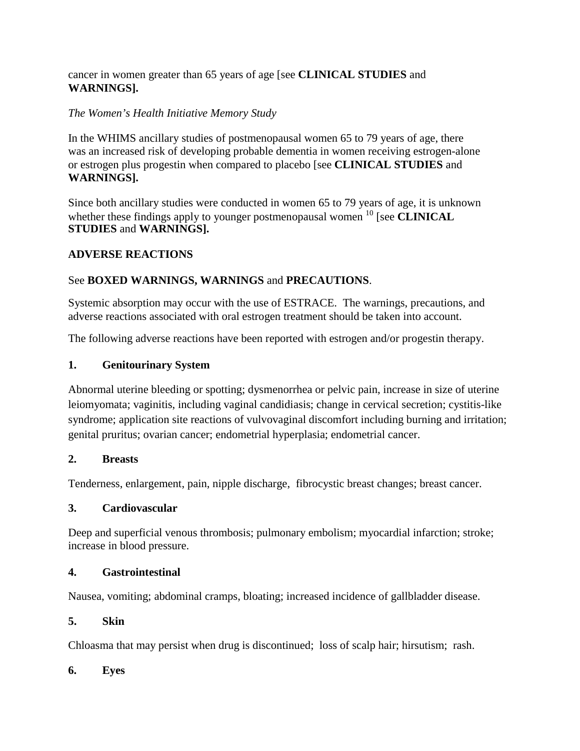cancer in women greater than 65 years of age [see **CLINICAL STUDIES** and **WARNINGS].**

*The Women's Health Initiative Memory Study*

In the WHIMS ancillary studies of postmenopausal women 65 to 79 years of age, there was an increased risk of developing probable dementia in women receiving estrogen-alone or estrogen plus progestin when compared to placebo [see **CLINICAL STUDIES** and **WARNINGS].**

Since both ancillary studies were conducted in women 65 to 79 years of age, it is unknown whether these findings apply to younger postmenopausal women [10] [see **CLINICAL STUDIES** and **WARNINGS].**

## ADVERSE REACTIONS

See **BOXED WARNINGS, WARNINGS** and **PRECAUTIONS**.

Systemic absorption may occur with the use of ESTRACE. The warnings, precautions, and adverse reactions associated with oral estrogen treatment should be taken into account.

The following adverse reactions have been reported with estrogen and/or progestin therapy.

**1. Genitourinary System**

Abnormal uterine bleeding or spotting; dysmenorrhea or pelvic pain, increase in size of uterine leiomyomata; vaginitis, including vaginal candidiasis; change in cervical secretion; cystitis-like syndrome; application site reactions of vulvovaginal discomfort including burning and irritation; genital pruritus; ovarian cancer; endometrial hyperplasia; endometrial cancer.

**2. Breasts**

Tenderness, enlargement, pain, nipple discharge, fibrocystic breast changes; breast cancer.

**3. Cardiovascular**

Deep and superficial venous thrombosis; pulmonary embolism; myocardial infarction; stroke; increase in blood pressure.

**4. Gastrointestinal**

Nausea, vomiting; abdominal cramps, bloating; increased incidence of gallbladder disease.

**5. Skin**

Chloasma that may persist when drug is discontinued; loss of scalp hair; hirsutism; rash.

**6. Eyes**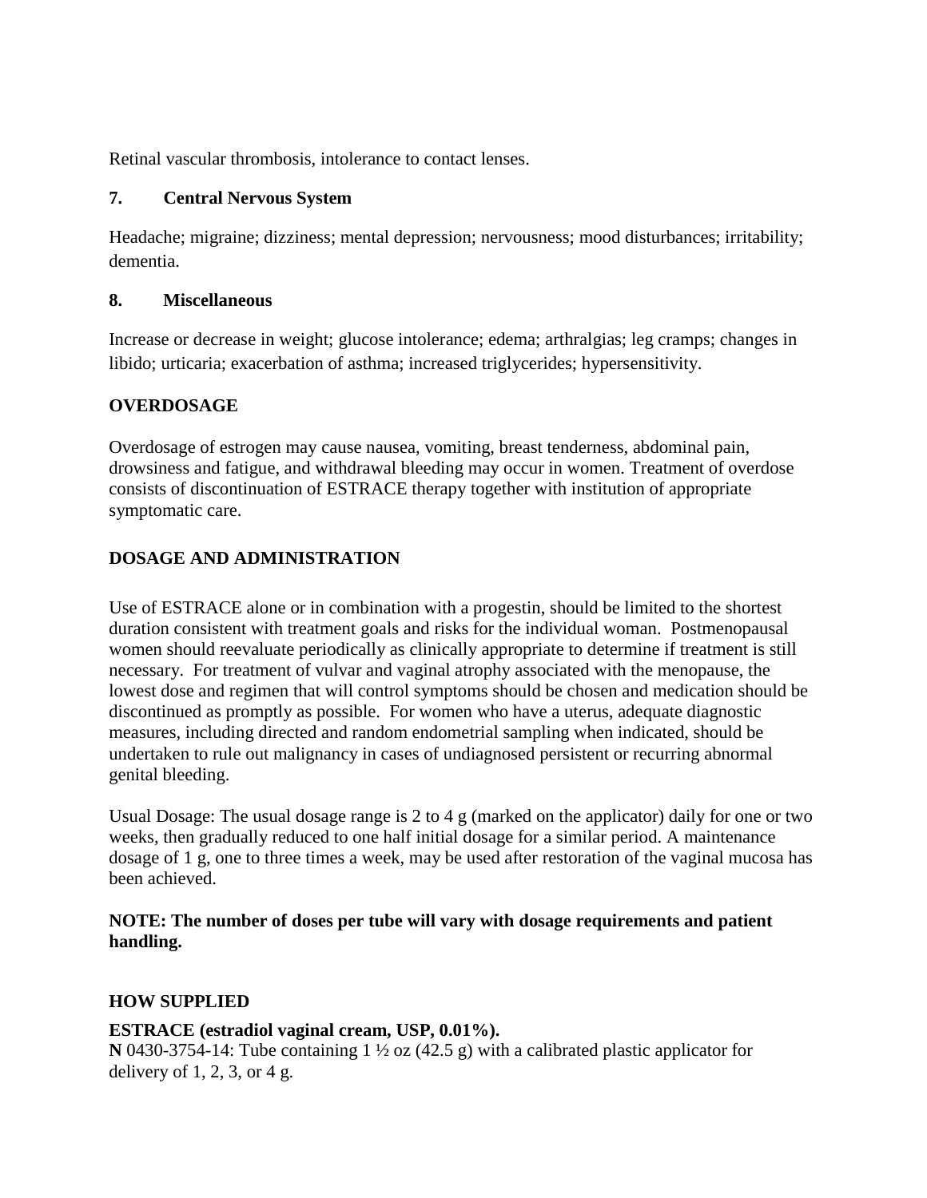Retinal vascular thrombosis, intolerance to contact lenses.

**7. Central Nervous System**

Headache; migraine; dizziness; mental depression; nervousness; mood disturbances; irritability; dementia.

**8. Miscellaneous**

Increase or decrease in weight; glucose intolerance; edema; arthralgias; leg cramps; changes in libido; urticaria; exacerbation of asthma; increased triglycerides; hypersensitivity.

## OVERDOSAGE

Overdosage of estrogen may cause nausea, vomiting, breast tenderness, abdominal pain, drowsiness and fatigue, and withdrawal bleeding may occur in women. Treatment of overdose consists of discontinuation of ESTRACE therapy together with institution of appropriate symptomatic care.

## DOSAGE AND ADMINISTRATION

Use of ESTRACE alone or in combination with a progestin, should be limited to the shortest duration consistent with treatment goals and risks for the individual woman. Postmenopausal women should reevaluate periodically as clinically appropriate to determine if treatment is still necessary. For treatment of vulvar and vaginal atrophy associated with the menopause, the lowest dose and regimen that will control symptoms should be chosen and medication should be discontinued as promptly as possible. For women who have a uterus, adequate diagnostic measures, including directed and random endometrial sampling when indicated, should be undertaken to rule out malignancy in cases of undiagnosed persistent or recurring abnormal genital bleeding.

Usual Dosage: The usual dosage range is 2 to 4 g (marked on the applicator) daily for one or two weeks, then gradually reduced to one half initial dosage for a similar period. A maintenance dosage of 1 g, one to three times a week, may be used after restoration of the vaginal mucosa has been achieved.

**NOTE: The number of doses per tube will vary with dosage requirements and patient handling.**

## HOW SUPPLIED

**ESTRACE (estradiol vaginal cream, USP, 0.01%).**
**N** 0430-3754-14: Tube containing 1 ½ oz (42.5 g) with a calibrated plastic applicator for delivery of 1, 2, 3, or 4 g.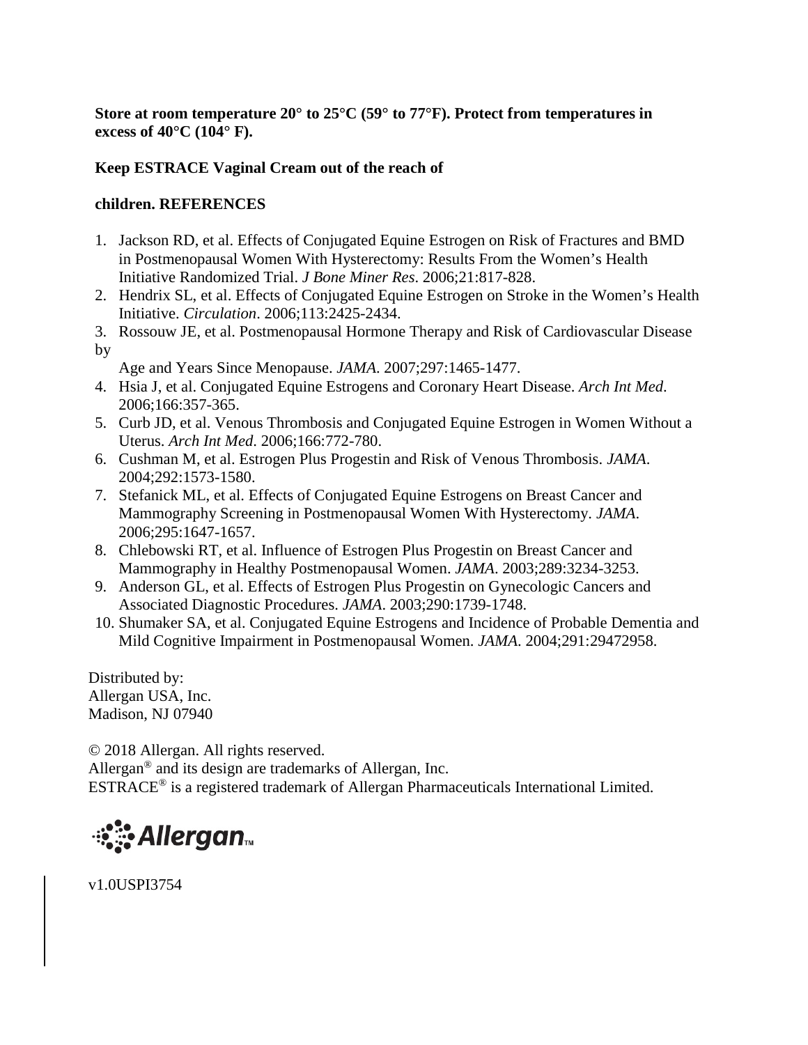**Store at room temperature 20° to 25°C (59° to 77°F). Protect from temperatures in excess of 40°C (104° F).**

**Keep ESTRACE Vaginal Cream out of the reach of children.**

## REFERENCES

1. Jackson RD, et al. Effects of Conjugated Equine Estrogen on Risk of Fractures and BMD in Postmenopausal Women With Hysterectomy: Results From the Women's Health Initiative Randomized Trial. *J Bone Miner Res*. 2006;21:817-828.
2. Hendrix SL, et al. Effects of Conjugated Equine Estrogen on Stroke in the Women's Health Initiative. *Circulation*. 2006;113:2425-2434.
3. Rossouw JE, et al. Postmenopausal Hormone Therapy and Risk of Cardiovascular Disease by Age and Years Since Menopause. *JAMA*. 2007;297:1465-1477.
4. Hsia J, et al. Conjugated Equine Estrogens and Coronary Heart Disease. *Arch Int Med*. 2006;166:357-365.
5. Curb JD, et al. Venous Thrombosis and Conjugated Equine Estrogen in Women Without a Uterus. *Arch Int Med*. 2006;166:772-780.
6. Cushman M, et al. Estrogen Plus Progestin and Risk of Venous Thrombosis. *JAMA*. 2004;292:1573-1580.
7. Stefanick ML, et al. Effects of Conjugated Equine Estrogens on Breast Cancer and Mammography Screening in Postmenopausal Women With Hysterectomy. *JAMA*. 2006;295:1647-1657.
8. Chlebowski RT, et al. Influence of Estrogen Plus Progestin on Breast Cancer and Mammography in Healthy Postmenopausal Women. *JAMA*. 2003;289:3234-3253.
9. Anderson GL, et al. Effects of Estrogen Plus Progestin on Gynecologic Cancers and Associated Diagnostic Procedures. *JAMA*. 2003;290:1739-1748.
10. Shumaker SA, et al. Conjugated Equine Estrogens and Incidence of Probable Dementia and Mild Cognitive Impairment in Postmenopausal Women. *JAMA*. 2004;291:29472958.

Distributed by:
Allergan USA, Inc.
Madison, NJ 07940

© 2018 Allergan. All rights reserved.
Allergan® and its design are trademarks of Allergan, Inc.
ESTRACE® is a registered trademark of Allergan Pharmaceuticals International Limited.

Allergan™

v1.0USPI3754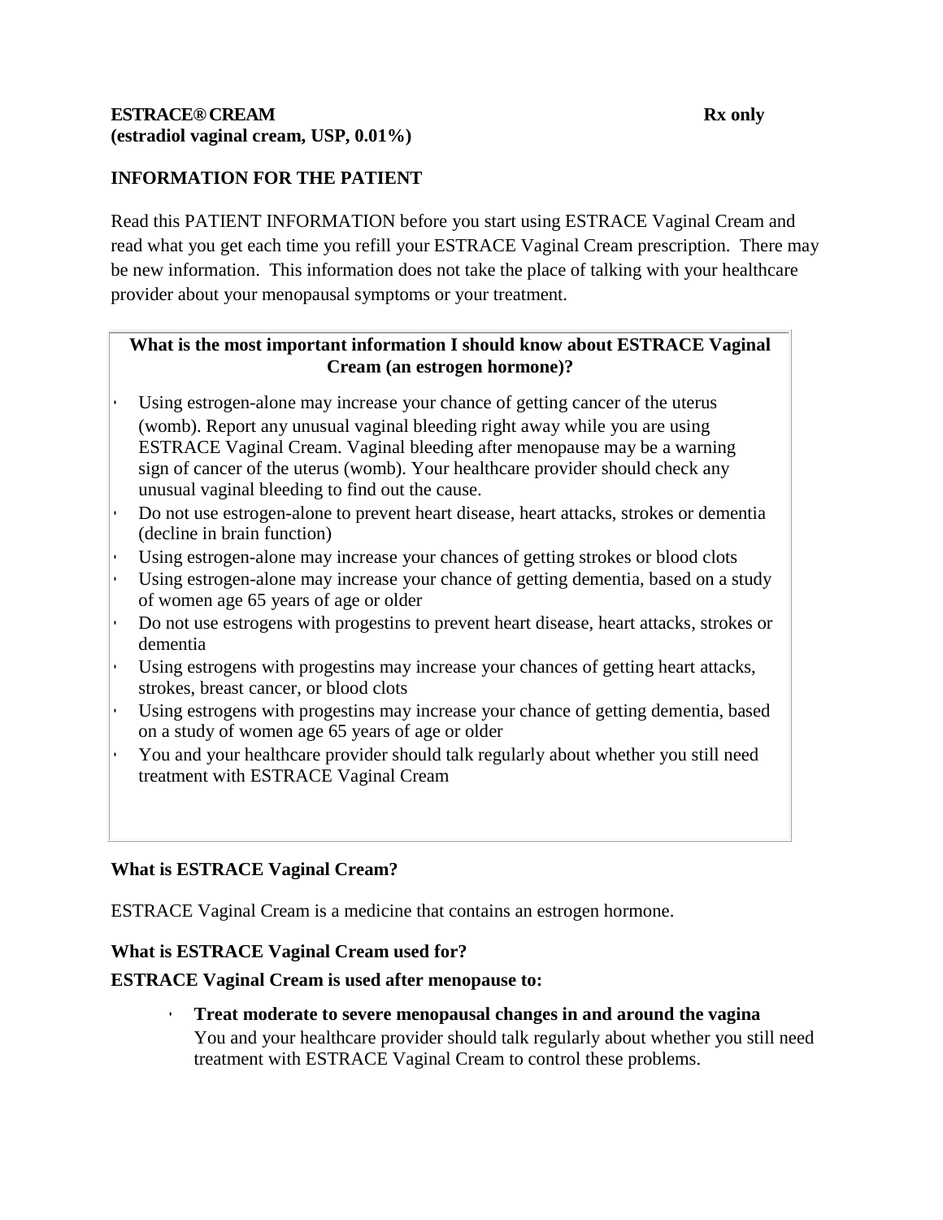**ESTRACE® CREAM** **Rx only**
**(estradiol vaginal cream, USP, 0.01%)**

**INFORMATION FOR THE PATIENT**

Read this PATIENT INFORMATION before you start using ESTRACE Vaginal Cream and read what you get each time you refill your ESTRACE Vaginal Cream prescription. There may be new information. This information does not take the place of talking with your healthcare provider about your menopausal symptoms or your treatment.

**What is the most important information I should know about ESTRACE Vaginal Cream (an estrogen hormone)?**

- Using estrogen-alone may increase your chance of getting cancer of the uterus (womb). Report any unusual vaginal bleeding right away while you are using ESTRACE Vaginal Cream. Vaginal bleeding after menopause may be a warning sign of cancer of the uterus (womb). Your healthcare provider should check any unusual vaginal bleeding to find out the cause.
- Do not use estrogen-alone to prevent heart disease, heart attacks, strokes or dementia (decline in brain function)
- Using estrogen-alone may increase your chances of getting strokes or blood clots
- Using estrogen-alone may increase your chance of getting dementia, based on a study of women age 65 years of age or older
- Do not use estrogens with progestins to prevent heart disease, heart attacks, strokes or dementia
- Using estrogens with progestins may increase your chances of getting heart attacks, strokes, breast cancer, or blood clots
- Using estrogens with progestins may increase your chance of getting dementia, based on a study of women age 65 years of age or older
- You and your healthcare provider should talk regularly about whether you still need treatment with ESTRACE Vaginal Cream

**What is ESTRACE Vaginal Cream?**

ESTRACE Vaginal Cream is a medicine that contains an estrogen hormone.

**What is ESTRACE Vaginal Cream used for?**

**ESTRACE Vaginal Cream is used after menopause to:**

- **Treat moderate to severe menopausal changes in and around the vagina**
  You and your healthcare provider should talk regularly about whether you still need treatment with ESTRACE Vaginal Cream to control these problems.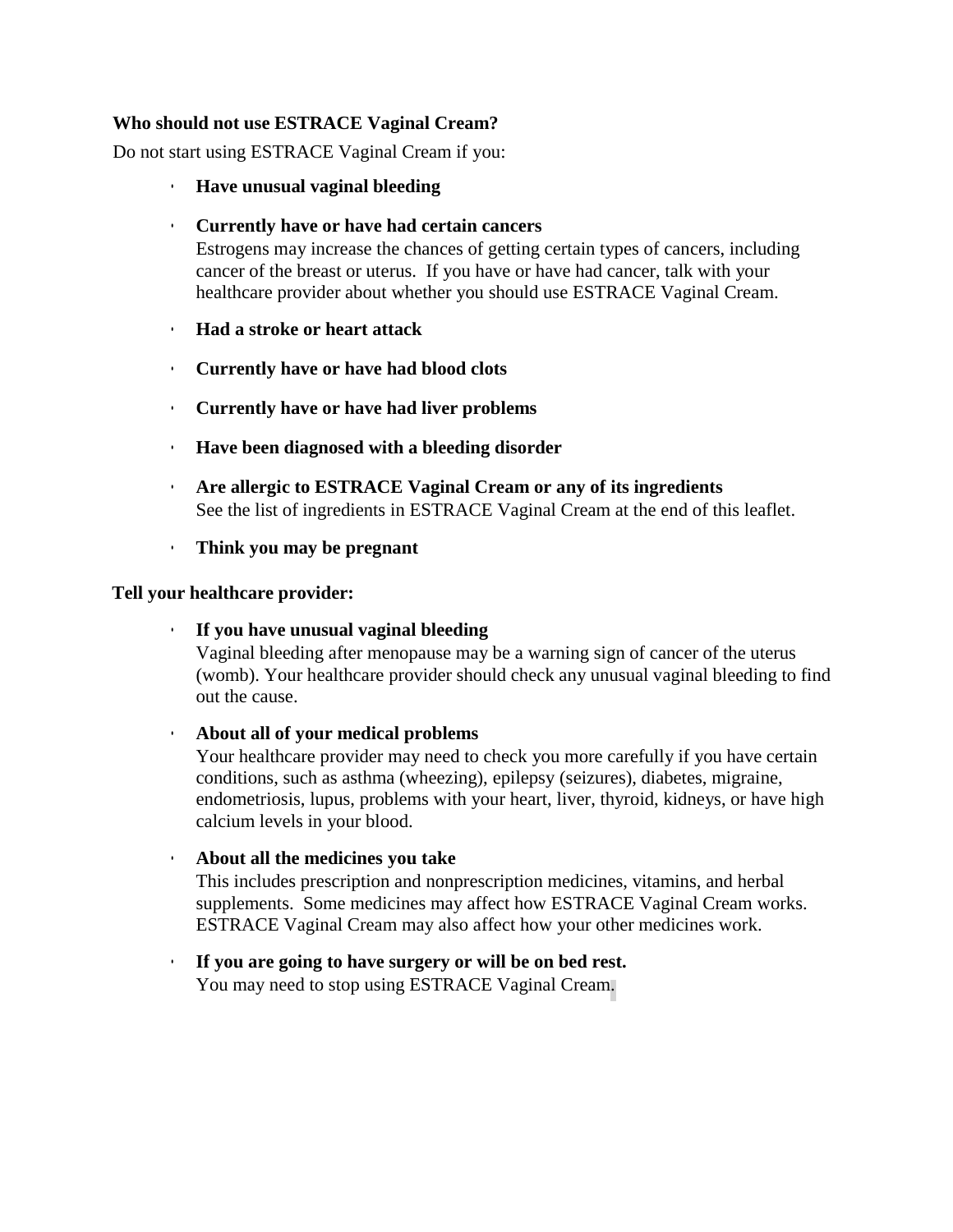**Who should not use ESTRACE Vaginal Cream?**

Do not start using ESTRACE Vaginal Cream if you:

- **Have unusual vaginal bleeding**
- **Currently have or have had certain cancers**
  Estrogens may increase the chances of getting certain types of cancers, including cancer of the breast or uterus. If you have or have had cancer, talk with your healthcare provider about whether you should use ESTRACE Vaginal Cream.
- **Had a stroke or heart attack**
- **Currently have or have had blood clots**
- **Currently have or have had liver problems**
- **Have been diagnosed with a bleeding disorder**
- **Are allergic to ESTRACE Vaginal Cream or any of its ingredients**
  See the list of ingredients in ESTRACE Vaginal Cream at the end of this leaflet.
- **Think you may be pregnant**

**Tell your healthcare provider:**

- **If you have unusual vaginal bleeding**
  Vaginal bleeding after menopause may be a warning sign of cancer of the uterus (womb). Your healthcare provider should check any unusual vaginal bleeding to find out the cause.
- **About all of your medical problems**
  Your healthcare provider may need to check you more carefully if you have certain conditions, such as asthma (wheezing), epilepsy (seizures), diabetes, migraine, endometriosis, lupus, problems with your heart, liver, thyroid, kidneys, or have high calcium levels in your blood.
- **About all the medicines you take**
  This includes prescription and nonprescription medicines, vitamins, and herbal supplements. Some medicines may affect how ESTRACE Vaginal Cream works. ESTRACE Vaginal Cream may also affect how your other medicines work.
- **If you are going to have surgery or will be on bed rest.**
  You may need to stop using ESTRACE Vaginal Cream.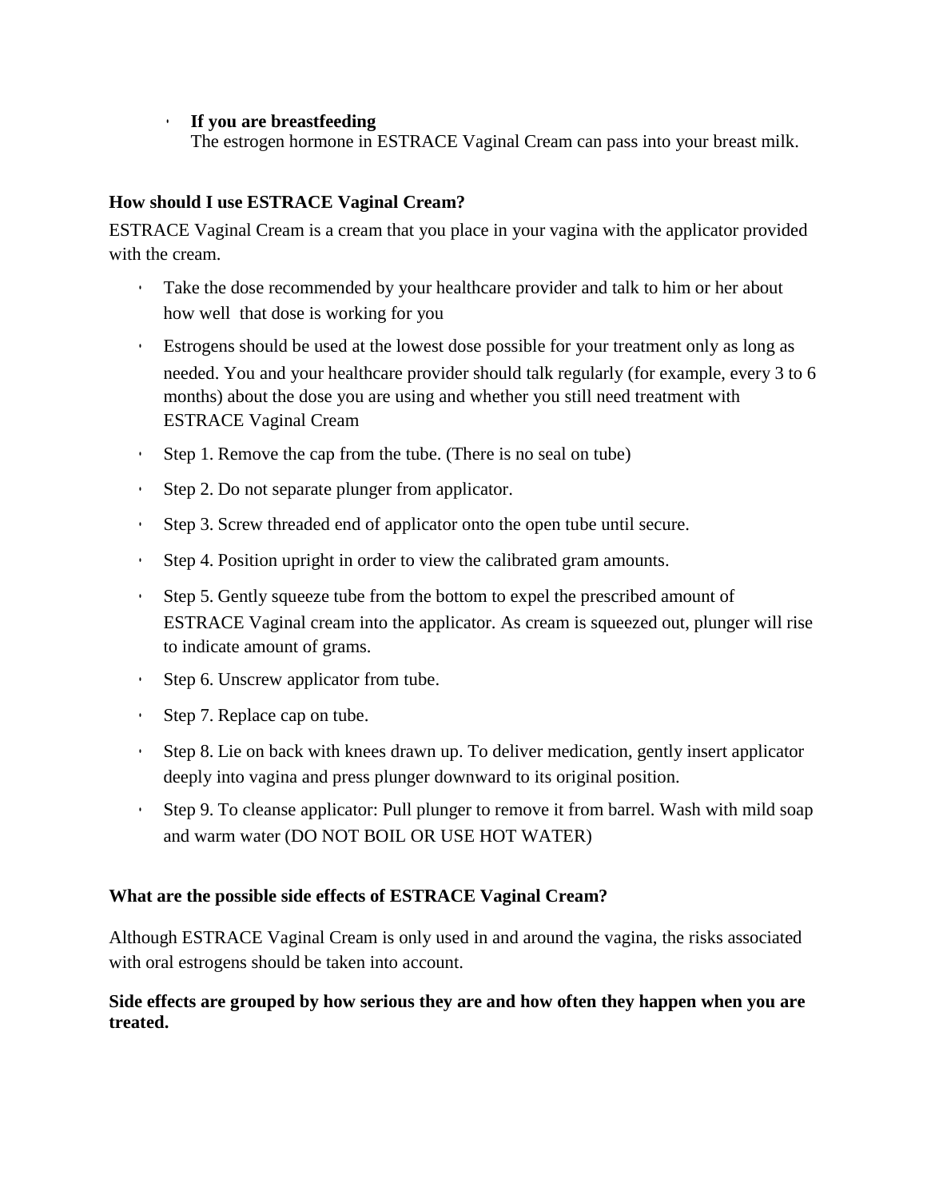- **If you are breastfeeding**
  The estrogen hormone in ESTRACE Vaginal Cream can pass into your breast milk.

**How should I use ESTRACE Vaginal Cream?**

ESTRACE Vaginal Cream is a cream that you place in your vagina with the applicator provided with the cream.

- Take the dose recommended by your healthcare provider and talk to him or her about how well that dose is working for you
- Estrogens should be used at the lowest dose possible for your treatment only as long as needed. You and your healthcare provider should talk regularly (for example, every 3 to 6 months) about the dose you are using and whether you still need treatment with ESTRACE Vaginal Cream
- Step 1. Remove the cap from the tube. (There is no seal on tube)
- Step 2. Do not separate plunger from applicator.
- Step 3. Screw threaded end of applicator onto the open tube until secure.
- Step 4. Position upright in order to view the calibrated gram amounts.
- Step 5. Gently squeeze tube from the bottom to expel the prescribed amount of ESTRACE Vaginal cream into the applicator. As cream is squeezed out, plunger will rise to indicate amount of grams.
- Step 6. Unscrew applicator from tube.
- Step 7. Replace cap on tube.
- Step 8. Lie on back with knees drawn up. To deliver medication, gently insert applicator deeply into vagina and press plunger downward to its original position.
- Step 9. To cleanse applicator: Pull plunger to remove it from barrel. Wash with mild soap and warm water (DO NOT BOIL OR USE HOT WATER)

**What are the possible side effects of ESTRACE Vaginal Cream?**

Although ESTRACE Vaginal Cream is only used in and around the vagina, the risks associated with oral estrogens should be taken into account.

**Side effects are grouped by how serious they are and how often they happen when you are treated.**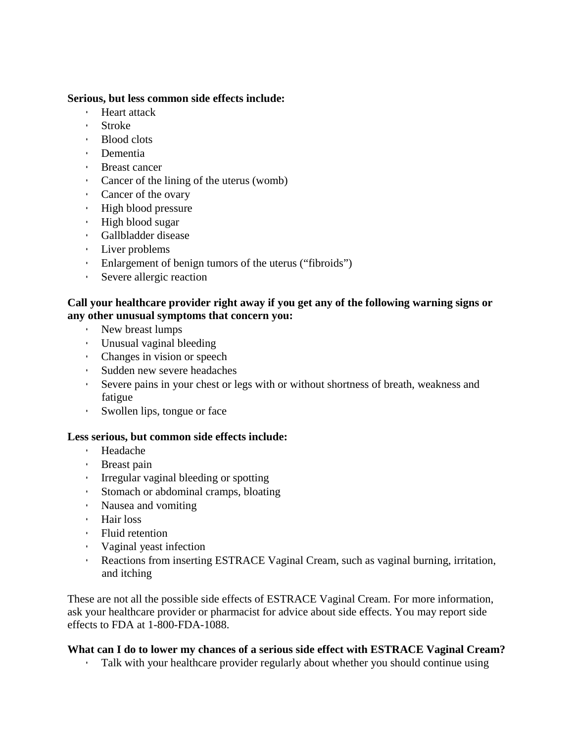**Serious, but less common side effects include:**

- Heart attack
- Stroke
- Blood clots
- Dementia
- Breast cancer
- Cancer of the lining of the uterus (womb)
- Cancer of the ovary
- High blood pressure
- High blood sugar
- Gallbladder disease
- Liver problems
- Enlargement of benign tumors of the uterus ("fibroids")
- Severe allergic reaction

**Call your healthcare provider right away if you get any of the following warning signs or any other unusual symptoms that concern you:**

- New breast lumps
- Unusual vaginal bleeding
- Changes in vision or speech
- Sudden new severe headaches
- Severe pains in your chest or legs with or without shortness of breath, weakness and fatigue
- Swollen lips, tongue or face

**Less serious, but common side effects include:**

- Headache
- Breast pain
- Irregular vaginal bleeding or spotting
- Stomach or abdominal cramps, bloating
- Nausea and vomiting
- Hair loss
- Fluid retention
- Vaginal yeast infection
- Reactions from inserting ESTRACE Vaginal Cream, such as vaginal burning, irritation, and itching

These are not all the possible side effects of ESTRACE Vaginal Cream. For more information, ask your healthcare provider or pharmacist for advice about side effects. You may report side effects to FDA at 1-800-FDA-1088.

**What can I do to lower my chances of a serious side effect with ESTRACE Vaginal Cream?**

- Talk with your healthcare provider regularly about whether you should continue using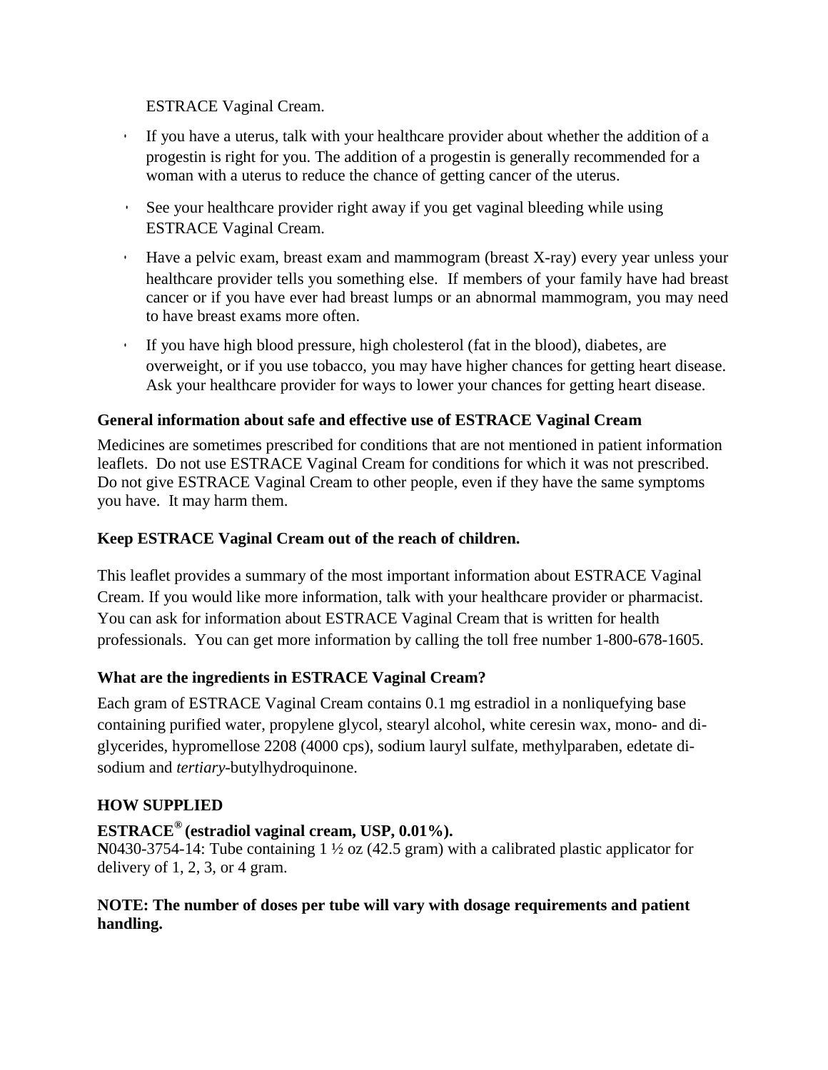ESTRACE Vaginal Cream.

- If you have a uterus, talk with your healthcare provider about whether the addition of a progestin is right for you. The addition of a progestin is generally recommended for a woman with a uterus to reduce the chance of getting cancer of the uterus.
- See your healthcare provider right away if you get vaginal bleeding while using ESTRACE Vaginal Cream.
- Have a pelvic exam, breast exam and mammogram (breast X-ray) every year unless your healthcare provider tells you something else. If members of your family have had breast cancer or if you have ever had breast lumps or an abnormal mammogram, you may need to have breast exams more often.
- If you have high blood pressure, high cholesterol (fat in the blood), diabetes, are overweight, or if you use tobacco, you may have higher chances for getting heart disease. Ask your healthcare provider for ways to lower your chances for getting heart disease.

**General information about safe and effective use of ESTRACE Vaginal Cream**

Medicines are sometimes prescribed for conditions that are not mentioned in patient information leaflets. Do not use ESTRACE Vaginal Cream for conditions for which it was not prescribed. Do not give ESTRACE Vaginal Cream to other people, even if they have the same symptoms you have. It may harm them.

**Keep ESTRACE Vaginal Cream out of the reach of children.**

This leaflet provides a summary of the most important information about ESTRACE Vaginal Cream. If you would like more information, talk with your healthcare provider or pharmacist. You can ask for information about ESTRACE Vaginal Cream that is written for health professionals. You can get more information by calling the toll free number 1-800-678-1605.

**What are the ingredients in ESTRACE Vaginal Cream?**

Each gram of ESTRACE Vaginal Cream contains 0.1 mg estradiol in a nonliquefying base containing purified water, propylene glycol, stearyl alcohol, white ceresin wax, mono- and di-glycerides, hypromellose 2208 (4000 cps), sodium lauryl sulfate, methylparaben, edetate di-sodium and *tertiary*-butylhydroquinone.

**HOW SUPPLIED**

**ESTRACE® (estradiol vaginal cream, USP, 0.01%).**
**N**0430-3754-14: Tube containing 1 ½ oz (42.5 gram) with a calibrated plastic applicator for delivery of 1, 2, 3, or 4 gram.

**NOTE: The number of doses per tube will vary with dosage requirements and patient handling.**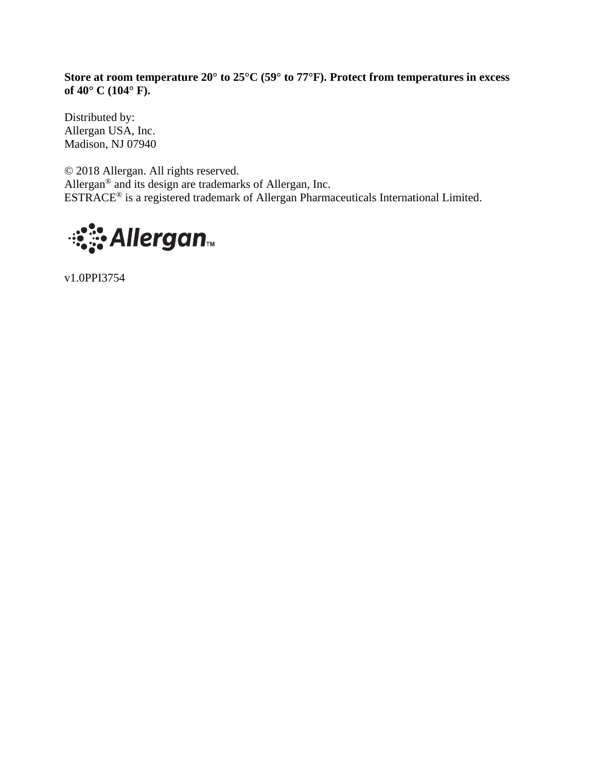**Store at room temperature 20° to 25°C (59° to 77°F). Protect from temperatures in excess of 40° C (104° F).**

Distributed by:
Allergan USA, Inc.
Madison, NJ 07940

© 2018 Allergan. All rights reserved.
Allergan® and its design are trademarks of Allergan, Inc.
ESTRACE® is a registered trademark of Allergan Pharmaceuticals International Limited.

Allergan™

v1.0PPI3754